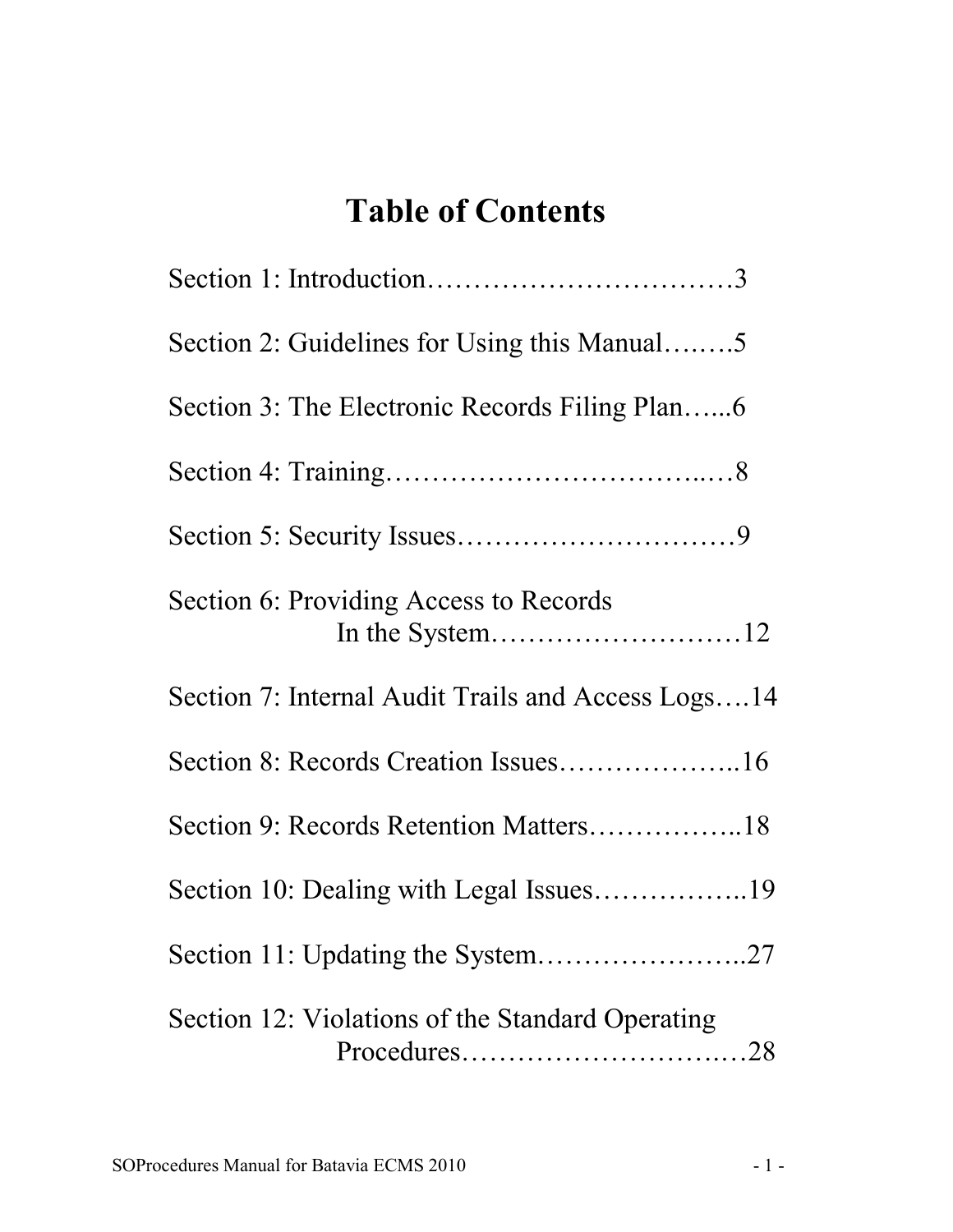# Table of Contents

Section 1: Introduction……………………………3

Section 2: Guidelines for Using this Manual….….5

Section 3: The Electronic Records Filing Plan…...6

Section 4: Training……………………………..…8

Section 5: Security Issues…………………………9

Section 6: Providing Access to Records
In the System………………………12

Section 7: Internal Audit Trails and Access Logs….14

Section 8: Records Creation Issues………………..16

Section 9: Records Retention Matters……………..18

Section 10: Dealing with Legal Issues……………..19

Section 11: Updating the System…………………..27

Section 12: Violations of the Standard Operating
Procedures…………………….…28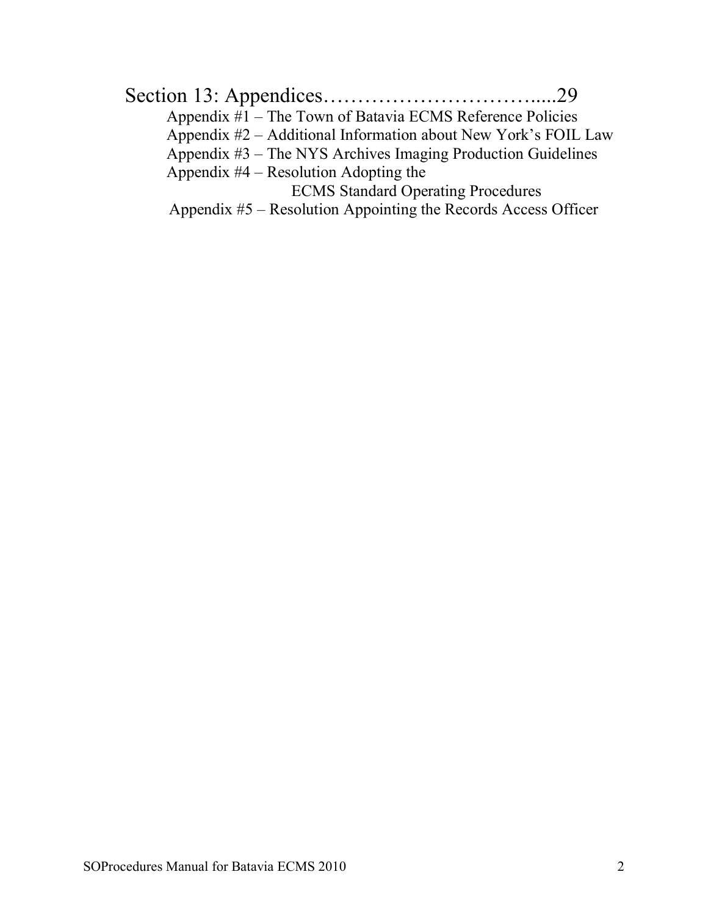Section 13: Appendices…………………………….....29

Appendix #1 – The Town of Batavia ECMS Reference Policies
Appendix #2 – Additional Information about New York's FOIL Law
Appendix #3 – The NYS Archives Imaging Production Guidelines
Appendix #4 – Resolution Adopting the ECMS Standard Operating Procedures
Appendix #5 – Resolution Appointing the Records Access Officer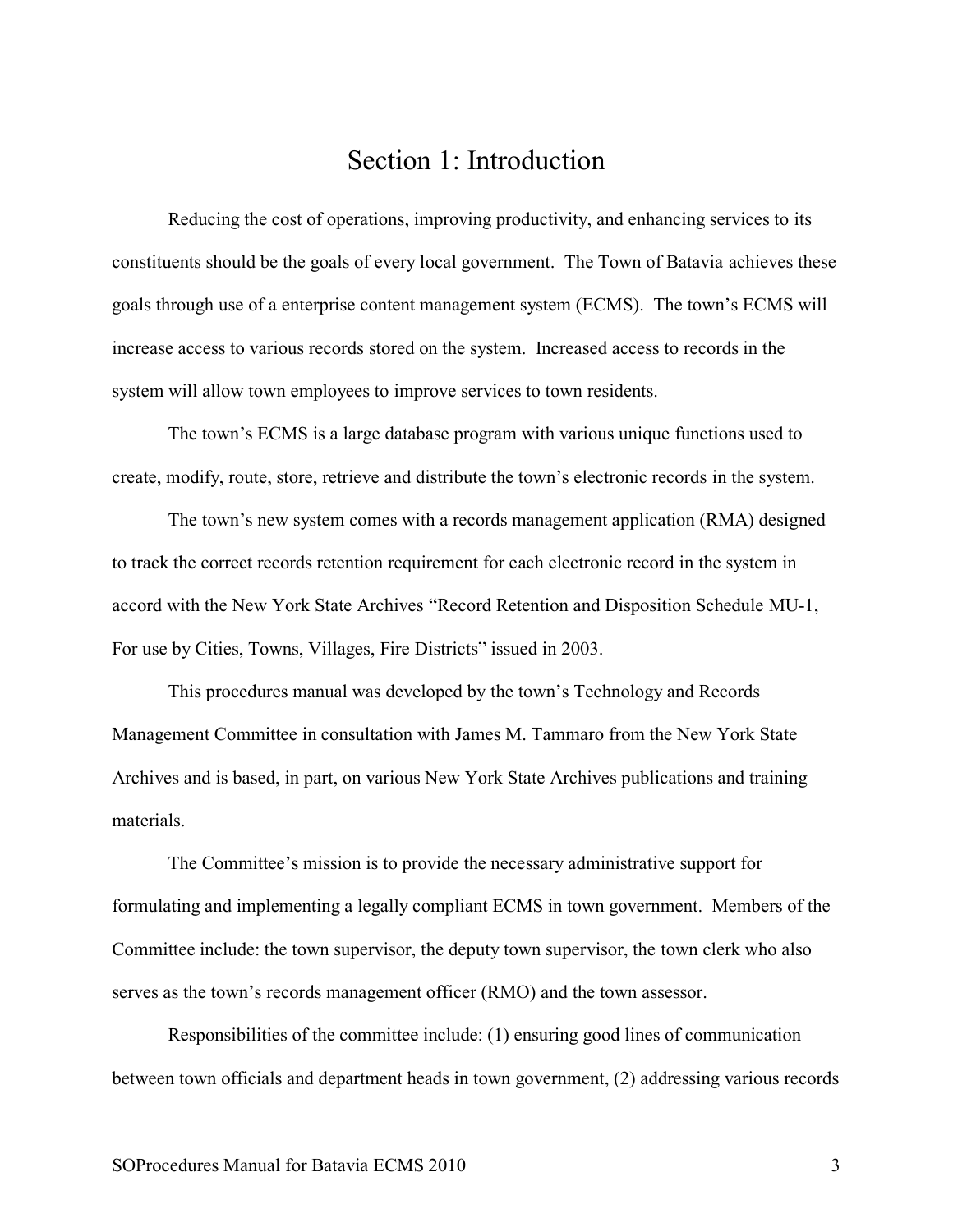# Section 1: Introduction

Reducing the cost of operations, improving productivity, and enhancing services to its constituents should be the goals of every local government. The Town of Batavia achieves these goals through use of a enterprise content management system (ECMS). The town's ECMS will increase access to various records stored on the system. Increased access to records in the system will allow town employees to improve services to town residents.

The town's ECMS is a large database program with various unique functions used to create, modify, route, store, retrieve and distribute the town's electronic records in the system.

The town's new system comes with a records management application (RMA) designed to track the correct records retention requirement for each electronic record in the system in accord with the New York State Archives "Record Retention and Disposition Schedule MU-1, For use by Cities, Towns, Villages, Fire Districts" issued in 2003.

This procedures manual was developed by the town's Technology and Records Management Committee in consultation with James M. Tammaro from the New York State Archives and is based, in part, on various New York State Archives publications and training materials.

The Committee's mission is to provide the necessary administrative support for formulating and implementing a legally compliant ECMS in town government. Members of the Committee include: the town supervisor, the deputy town supervisor, the town clerk who also serves as the town's records management officer (RMO) and the town assessor.

Responsibilities of the committee include: (1) ensuring good lines of communication between town officials and department heads in town government, (2) addressing various records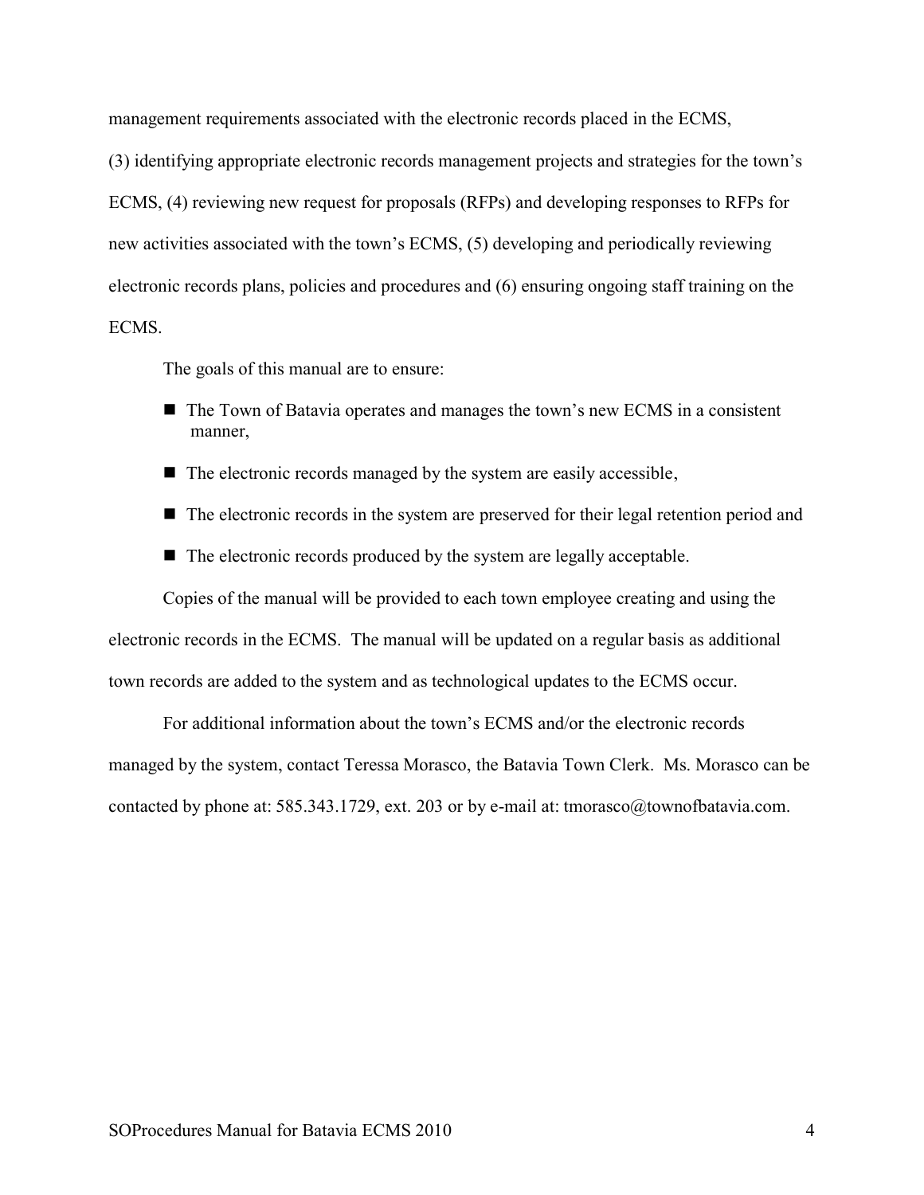management requirements associated with the electronic records placed in the ECMS, (3) identifying appropriate electronic records management projects and strategies for the town's ECMS, (4) reviewing new request for proposals (RFPs) and developing responses to RFPs for new activities associated with the town's ECMS, (5) developing and periodically reviewing electronic records plans, policies and procedures and (6) ensuring ongoing staff training on the ECMS.

The goals of this manual are to ensure:

- The Town of Batavia operates and manages the town's new ECMS in a consistent manner,
- The electronic records managed by the system are easily accessible,
- The electronic records in the system are preserved for their legal retention period and
- The electronic records produced by the system are legally acceptable.

Copies of the manual will be provided to each town employee creating and using the electronic records in the ECMS. The manual will be updated on a regular basis as additional town records are added to the system and as technological updates to the ECMS occur.

For additional information about the town's ECMS and/or the electronic records managed by the system, contact Teressa Morasco, the Batavia Town Clerk. Ms. Morasco can be contacted by phone at: 585.343.1729, ext. 203 or by e-mail at: tmorasco@townofbatavia.com.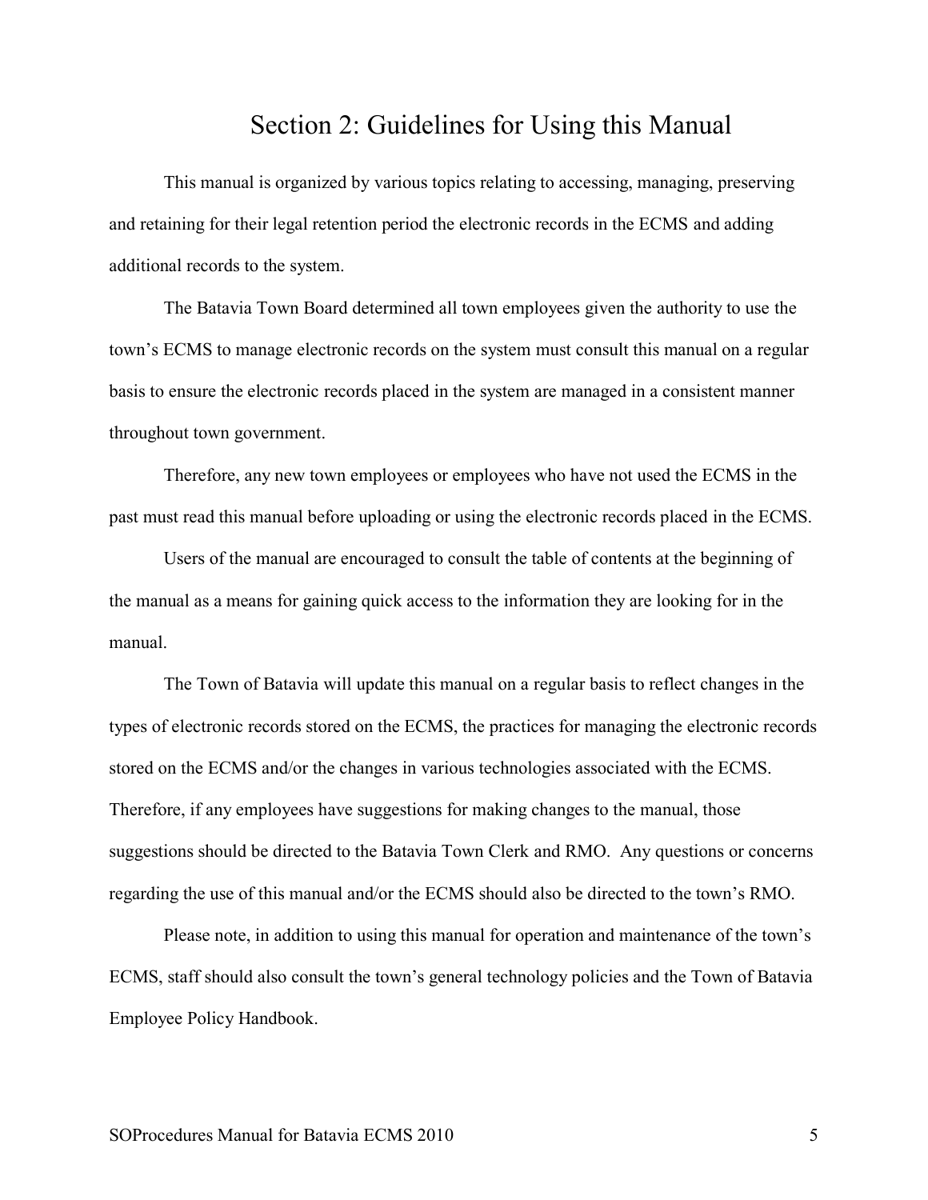# Section 2: Guidelines for Using this Manual

This manual is organized by various topics relating to accessing, managing, preserving and retaining for their legal retention period the electronic records in the ECMS and adding additional records to the system.

The Batavia Town Board determined all town employees given the authority to use the town's ECMS to manage electronic records on the system must consult this manual on a regular basis to ensure the electronic records placed in the system are managed in a consistent manner throughout town government.

Therefore, any new town employees or employees who have not used the ECMS in the past must read this manual before uploading or using the electronic records placed in the ECMS.

Users of the manual are encouraged to consult the table of contents at the beginning of the manual as a means for gaining quick access to the information they are looking for in the manual.

The Town of Batavia will update this manual on a regular basis to reflect changes in the types of electronic records stored on the ECMS, the practices for managing the electronic records stored on the ECMS and/or the changes in various technologies associated with the ECMS. Therefore, if any employees have suggestions for making changes to the manual, those suggestions should be directed to the Batavia Town Clerk and RMO. Any questions or concerns regarding the use of this manual and/or the ECMS should also be directed to the town's RMO.

Please note, in addition to using this manual for operation and maintenance of the town's ECMS, staff should also consult the town's general technology policies and the Town of Batavia Employee Policy Handbook.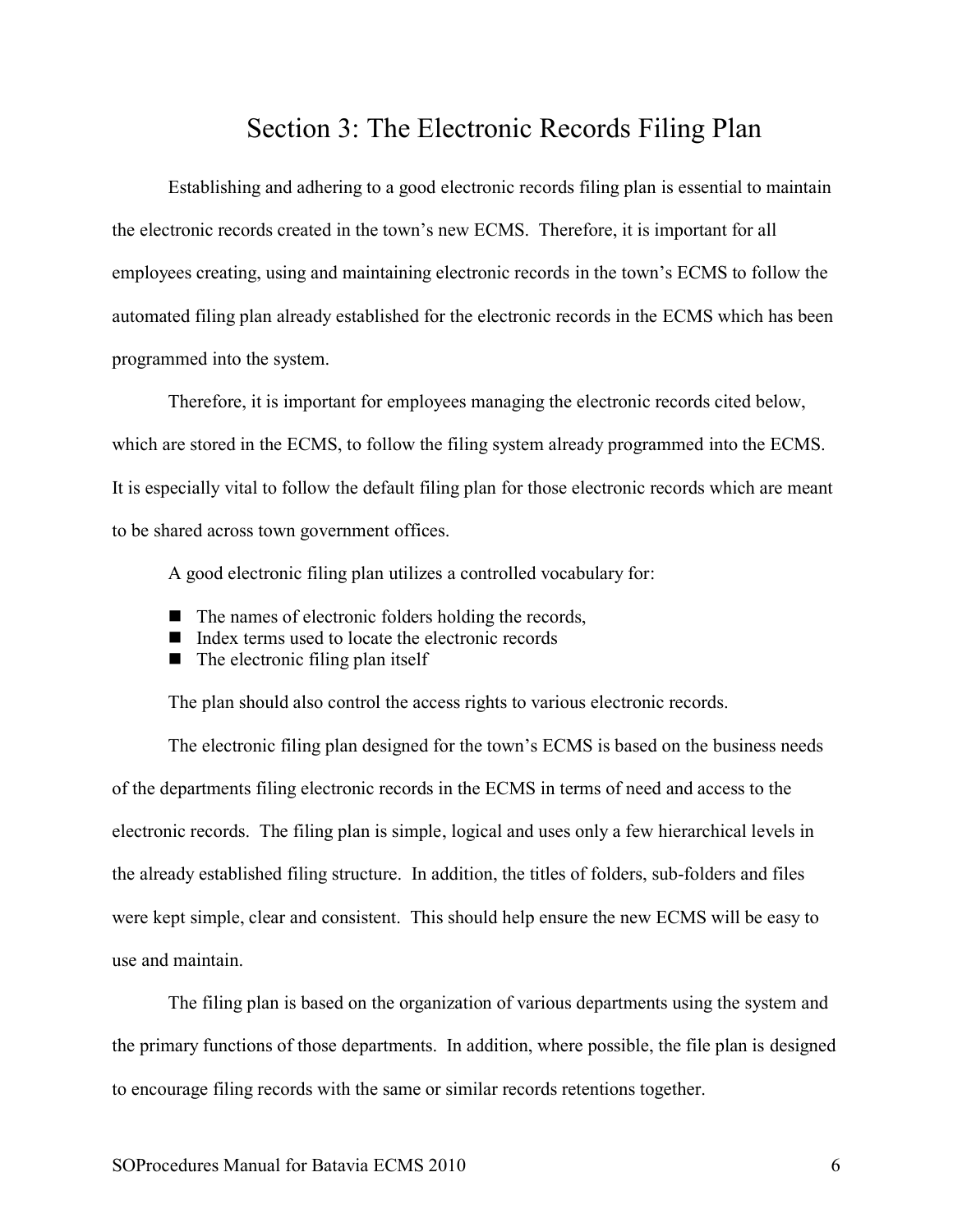# Section 3: The Electronic Records Filing Plan

Establishing and adhering to a good electronic records filing plan is essential to maintain the electronic records created in the town's new ECMS. Therefore, it is important for all employees creating, using and maintaining electronic records in the town's ECMS to follow the automated filing plan already established for the electronic records in the ECMS which has been programmed into the system.

Therefore, it is important for employees managing the electronic records cited below, which are stored in the ECMS, to follow the filing system already programmed into the ECMS. It is especially vital to follow the default filing plan for those electronic records which are meant to be shared across town government offices.

A good electronic filing plan utilizes a controlled vocabulary for:

- The names of electronic folders holding the records,
- Index terms used to locate the electronic records
- The electronic filing plan itself

The plan should also control the access rights to various electronic records.

The electronic filing plan designed for the town's ECMS is based on the business needs of the departments filing electronic records in the ECMS in terms of need and access to the electronic records. The filing plan is simple, logical and uses only a few hierarchical levels in the already established filing structure. In addition, the titles of folders, sub-folders and files were kept simple, clear and consistent. This should help ensure the new ECMS will be easy to use and maintain.

The filing plan is based on the organization of various departments using the system and the primary functions of those departments. In addition, where possible, the file plan is designed to encourage filing records with the same or similar records retentions together.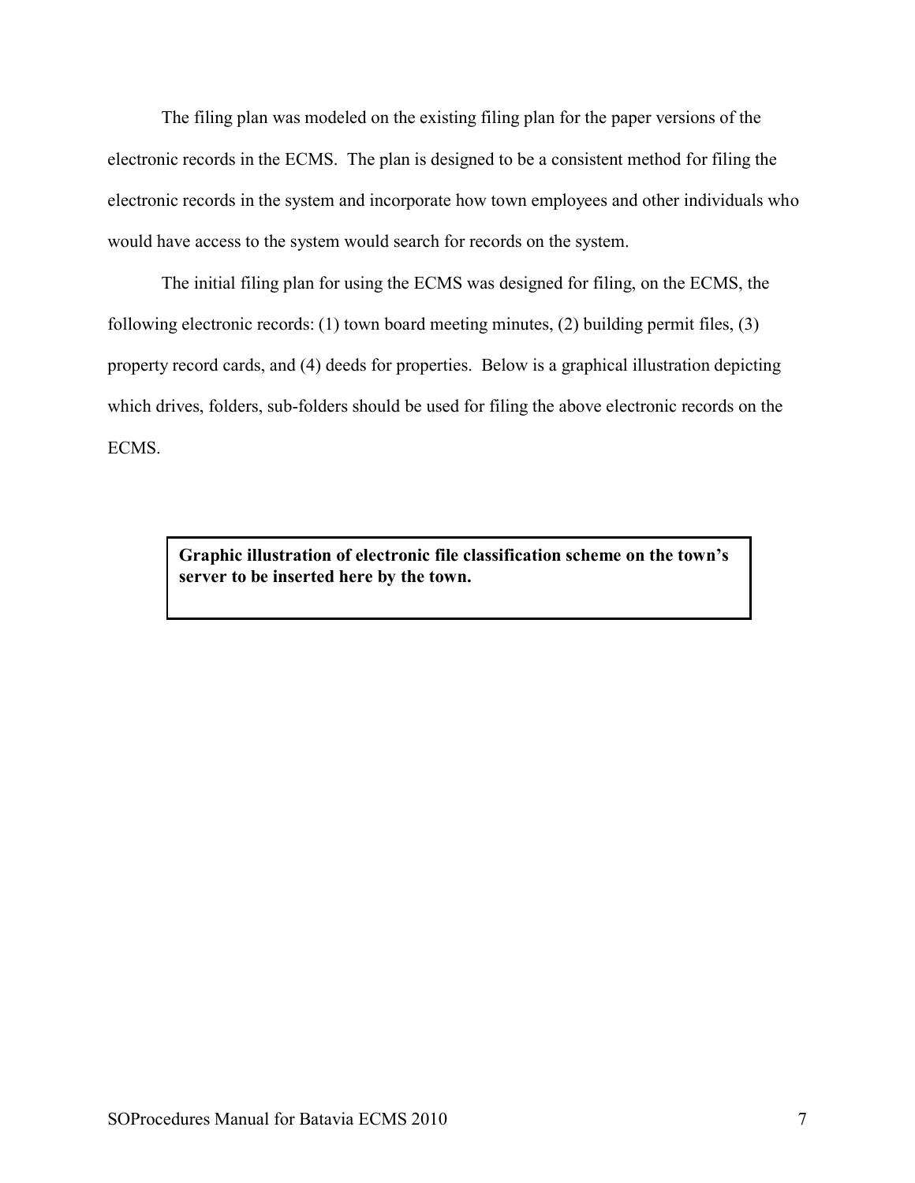The filing plan was modeled on the existing filing plan for the paper versions of the electronic records in the ECMS. The plan is designed to be a consistent method for filing the electronic records in the system and incorporate how town employees and other individuals who would have access to the system would search for records on the system.

The initial filing plan for using the ECMS was designed for filing, on the ECMS, the following electronic records: (1) town board meeting minutes, (2) building permit files, (3) property record cards, and (4) deeds for properties. Below is a graphical illustration depicting which drives, folders, sub-folders should be used for filing the above electronic records on the ECMS.

**Graphic illustration of electronic file classification scheme on the town's server to be inserted here by the town.**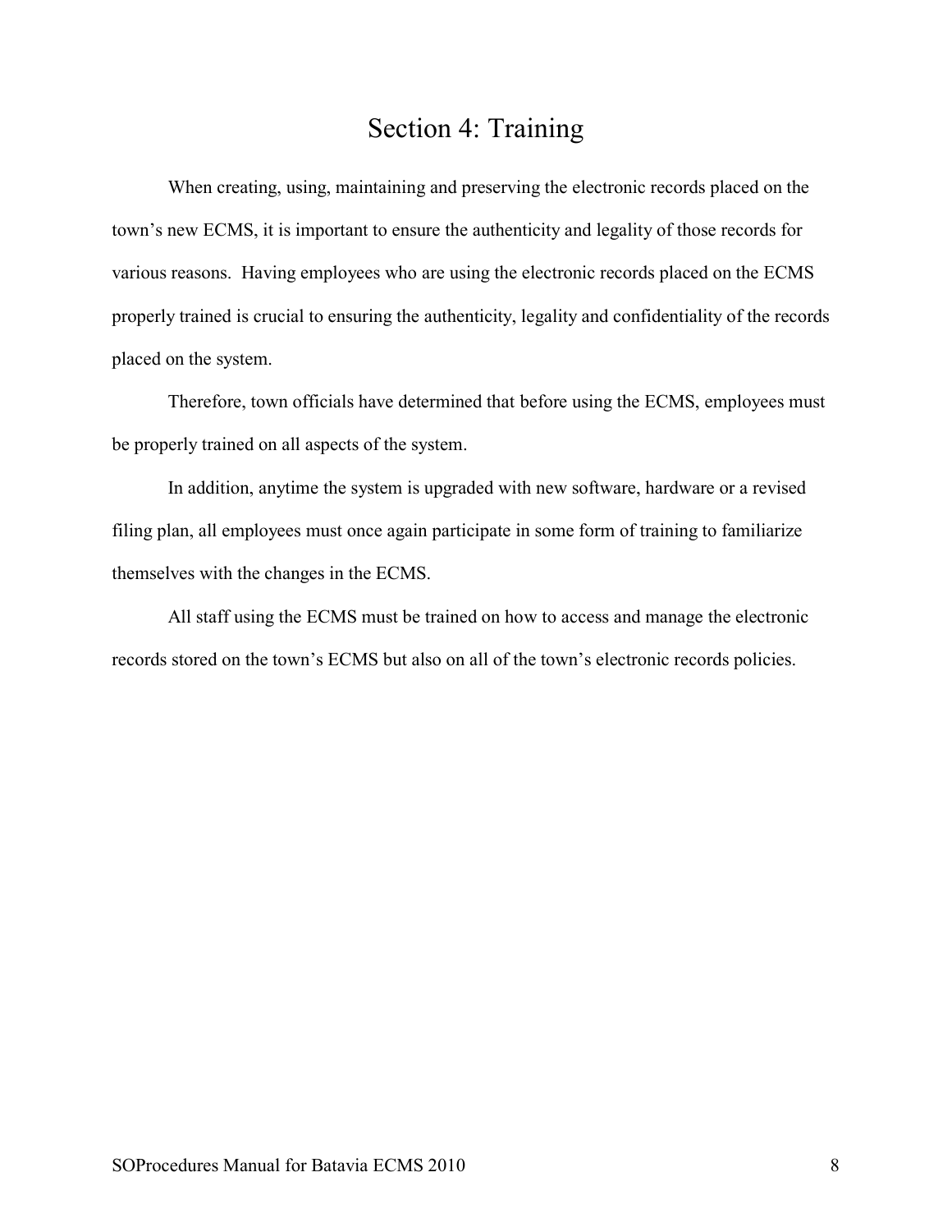# Section 4: Training

When creating, using, maintaining and preserving the electronic records placed on the town's new ECMS, it is important to ensure the authenticity and legality of those records for various reasons. Having employees who are using the electronic records placed on the ECMS properly trained is crucial to ensuring the authenticity, legality and confidentiality of the records placed on the system.

Therefore, town officials have determined that before using the ECMS, employees must be properly trained on all aspects of the system.

In addition, anytime the system is upgraded with new software, hardware or a revised filing plan, all employees must once again participate in some form of training to familiarize themselves with the changes in the ECMS.

All staff using the ECMS must be trained on how to access and manage the electronic records stored on the town's ECMS but also on all of the town's electronic records policies.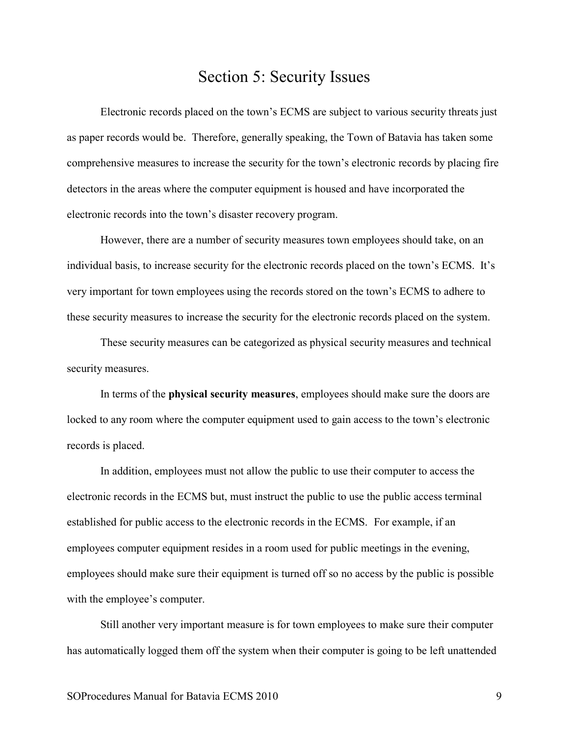# Section 5: Security Issues

Electronic records placed on the town's ECMS are subject to various security threats just as paper records would be. Therefore, generally speaking, the Town of Batavia has taken some comprehensive measures to increase the security for the town's electronic records by placing fire detectors in the areas where the computer equipment is housed and have incorporated the electronic records into the town's disaster recovery program.

However, there are a number of security measures town employees should take, on an individual basis, to increase security for the electronic records placed on the town's ECMS. It's very important for town employees using the records stored on the town's ECMS to adhere to these security measures to increase the security for the electronic records placed on the system.

These security measures can be categorized as physical security measures and technical security measures.

In terms of the **physical security measures**, employees should make sure the doors are locked to any room where the computer equipment used to gain access to the town's electronic records is placed.

In addition, employees must not allow the public to use their computer to access the electronic records in the ECMS but, must instruct the public to use the public access terminal established for public access to the electronic records in the ECMS. For example, if an employees computer equipment resides in a room used for public meetings in the evening, employees should make sure their equipment is turned off so no access by the public is possible with the employee's computer.

Still another very important measure is for town employees to make sure their computer has automatically logged them off the system when their computer is going to be left unattended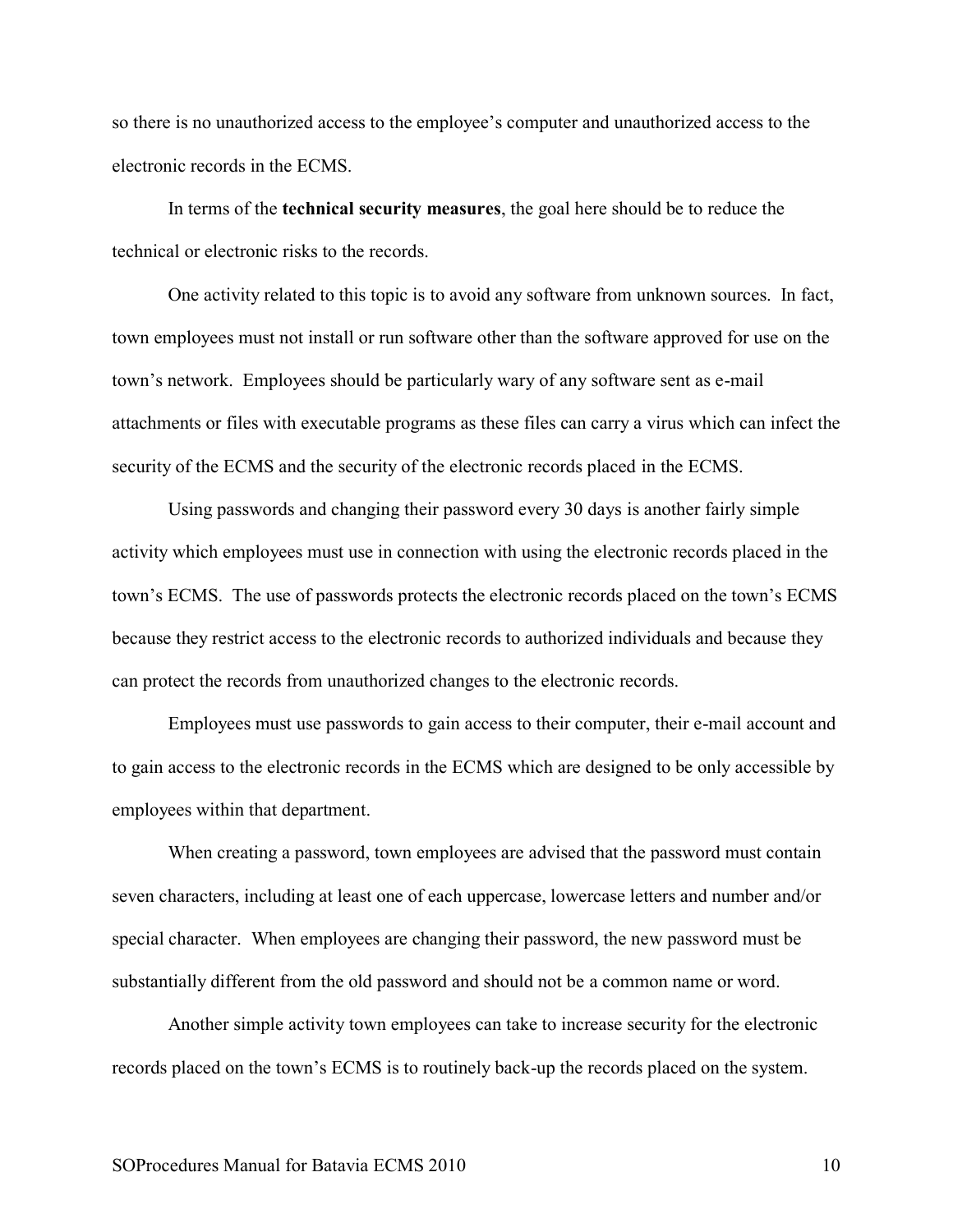so there is no unauthorized access to the employee's computer and unauthorized access to the electronic records in the ECMS.

In terms of the **technical security measures**, the goal here should be to reduce the technical or electronic risks to the records.

One activity related to this topic is to avoid any software from unknown sources. In fact, town employees must not install or run software other than the software approved for use on the town's network. Employees should be particularly wary of any software sent as e-mail attachments or files with executable programs as these files can carry a virus which can infect the security of the ECMS and the security of the electronic records placed in the ECMS.

Using passwords and changing their password every 30 days is another fairly simple activity which employees must use in connection with using the electronic records placed in the town's ECMS. The use of passwords protects the electronic records placed on the town's ECMS because they restrict access to the electronic records to authorized individuals and because they can protect the records from unauthorized changes to the electronic records.

Employees must use passwords to gain access to their computer, their e-mail account and to gain access to the electronic records in the ECMS which are designed to be only accessible by employees within that department.

When creating a password, town employees are advised that the password must contain seven characters, including at least one of each uppercase, lowercase letters and number and/or special character. When employees are changing their password, the new password must be substantially different from the old password and should not be a common name or word.

Another simple activity town employees can take to increase security for the electronic records placed on the town's ECMS is to routinely back-up the records placed on the system.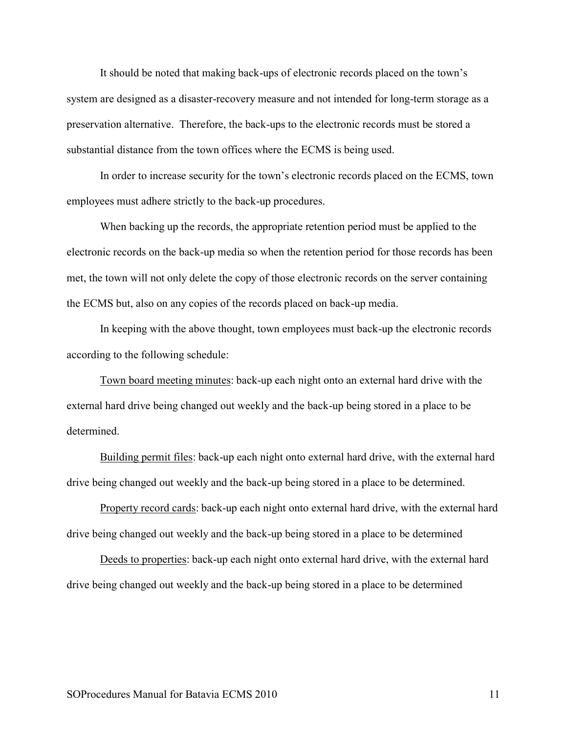It should be noted that making back-ups of electronic records placed on the town's system are designed as a disaster-recovery measure and not intended for long-term storage as a preservation alternative.  Therefore, the back-ups to the electronic records must be stored a substantial distance from the town offices where the ECMS is being used.

In order to increase security for the town's electronic records placed on the ECMS, town employees must adhere strictly to the back-up procedures.

When backing up the records, the appropriate retention period must be applied to the electronic records on the back-up media so when the retention period for those records has been met, the town will not only delete the copy of those electronic records on the server containing the ECMS but, also on any copies of the records placed on back-up media.

In keeping with the above thought, town employees must back-up the electronic records according to the following schedule:

<u>Town board meeting minutes</u>: back-up each night onto an external hard drive with the external hard drive being changed out weekly and the back-up being stored in a place to be determined.

<u>Building permit files</u>: back-up each night onto external hard drive, with the external hard drive being changed out weekly and the back-up being stored in a place to be determined.

<u>Property record cards</u>: back-up each night onto external hard drive, with the external hard drive being changed out weekly and the back-up being stored in a place to be determined

<u>Deeds to properties</u>: back-up each night onto external hard drive, with the external hard drive being changed out weekly and the back-up being stored in a place to be determined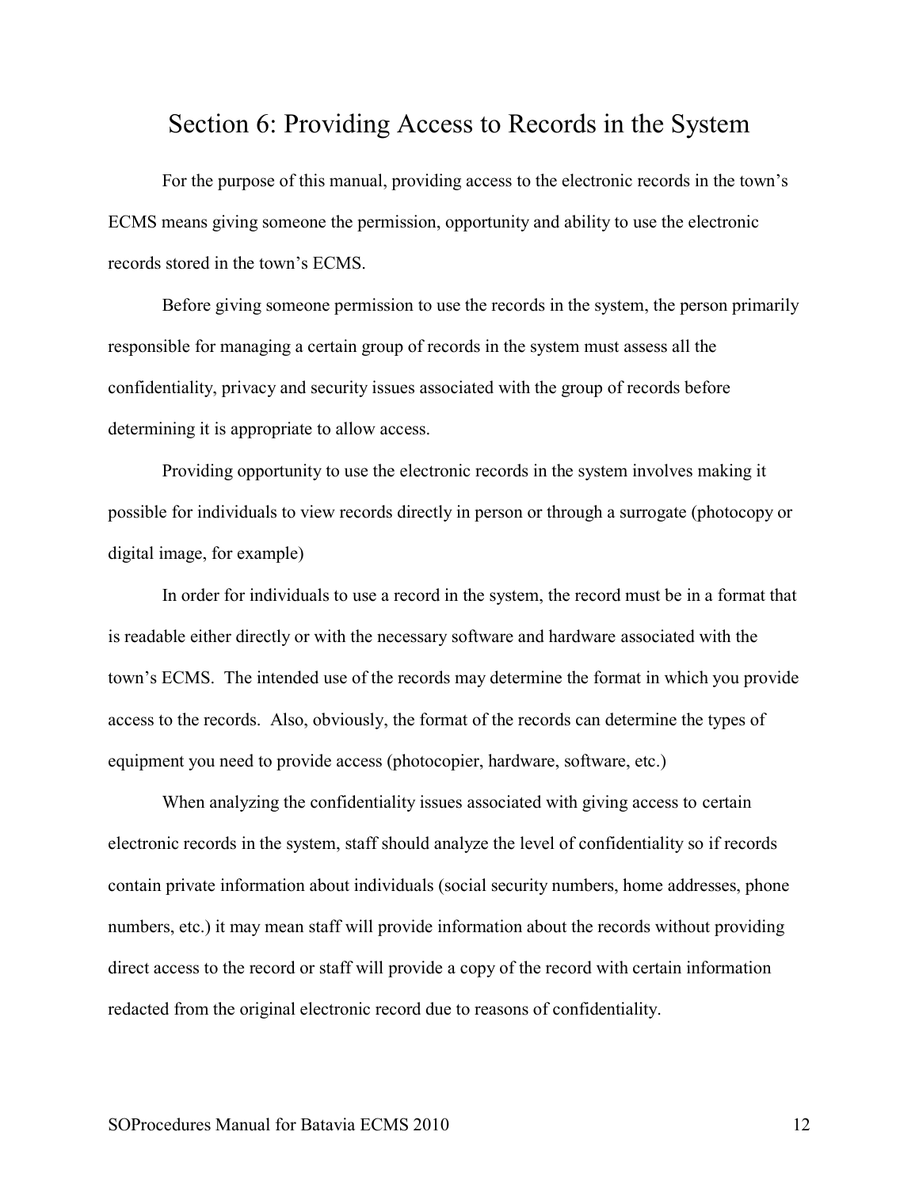# Section 6: Providing Access to Records in the System

For the purpose of this manual, providing access to the electronic records in the town's ECMS means giving someone the permission, opportunity and ability to use the electronic records stored in the town's ECMS.

Before giving someone permission to use the records in the system, the person primarily responsible for managing a certain group of records in the system must assess all the confidentiality, privacy and security issues associated with the group of records before determining it is appropriate to allow access.

Providing opportunity to use the electronic records in the system involves making it possible for individuals to view records directly in person or through a surrogate (photocopy or digital image, for example)

In order for individuals to use a record in the system, the record must be in a format that is readable either directly or with the necessary software and hardware associated with the town's ECMS. The intended use of the records may determine the format in which you provide access to the records. Also, obviously, the format of the records can determine the types of equipment you need to provide access (photocopier, hardware, software, etc.)

When analyzing the confidentiality issues associated with giving access to certain electronic records in the system, staff should analyze the level of confidentiality so if records contain private information about individuals (social security numbers, home addresses, phone numbers, etc.) it may mean staff will provide information about the records without providing direct access to the record or staff will provide a copy of the record with certain information redacted from the original electronic record due to reasons of confidentiality.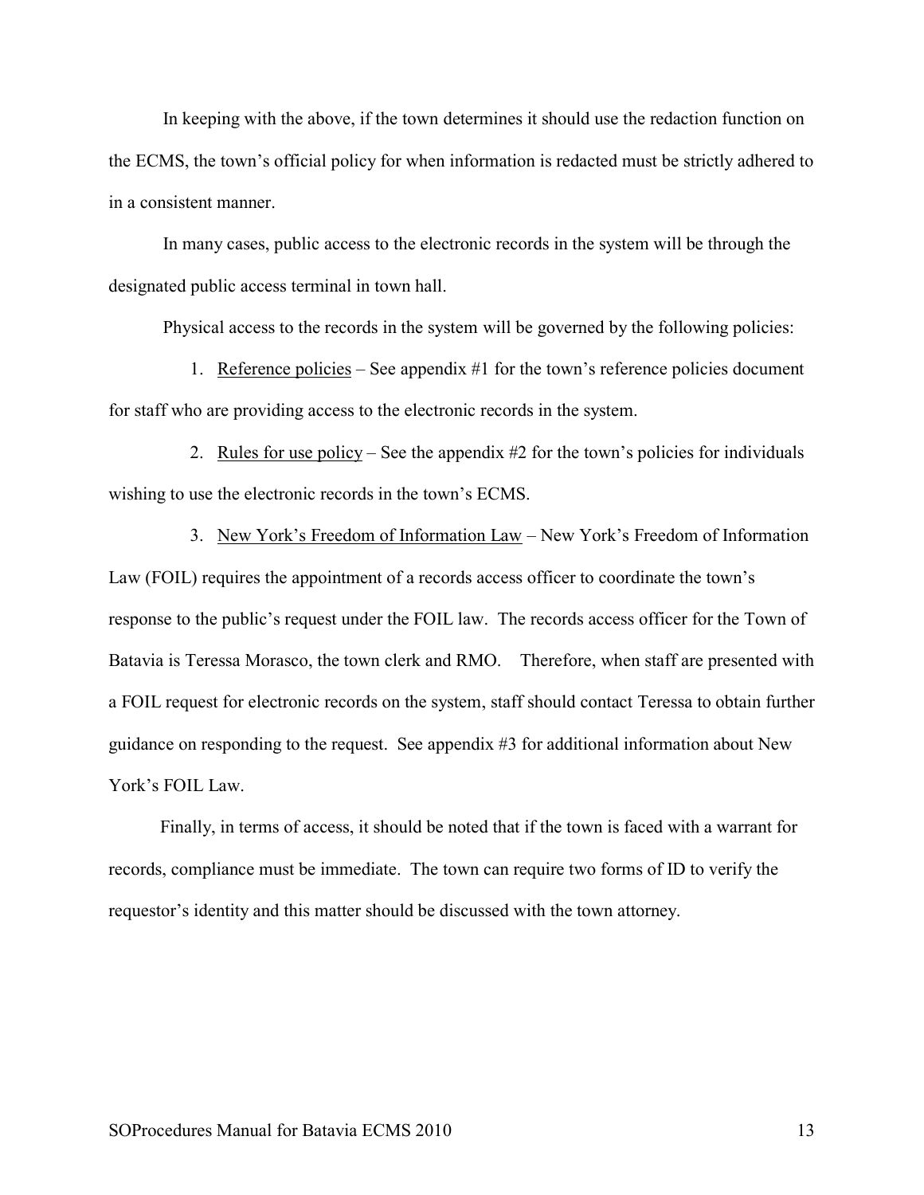In keeping with the above, if the town determines it should use the redaction function on the ECMS, the town's official policy for when information is redacted must be strictly adhered to in a consistent manner.

In many cases, public access to the electronic records in the system will be through the designated public access terminal in town hall.

Physical access to the records in the system will be governed by the following policies:

1. Reference policies – See appendix #1 for the town's reference policies document for staff who are providing access to the electronic records in the system.

2. Rules for use policy – See the appendix #2 for the town's policies for individuals wishing to use the electronic records in the town's ECMS.

3. New York's Freedom of Information Law – New York's Freedom of Information Law (FOIL) requires the appointment of a records access officer to coordinate the town's response to the public's request under the FOIL law. The records access officer for the Town of Batavia is Teressa Morasco, the town clerk and RMO. Therefore, when staff are presented with a FOIL request for electronic records on the system, staff should contact Teressa to obtain further guidance on responding to the request. See appendix #3 for additional information about New York's FOIL Law.

Finally, in terms of access, it should be noted that if the town is faced with a warrant for records, compliance must be immediate. The town can require two forms of ID to verify the requestor's identity and this matter should be discussed with the town attorney.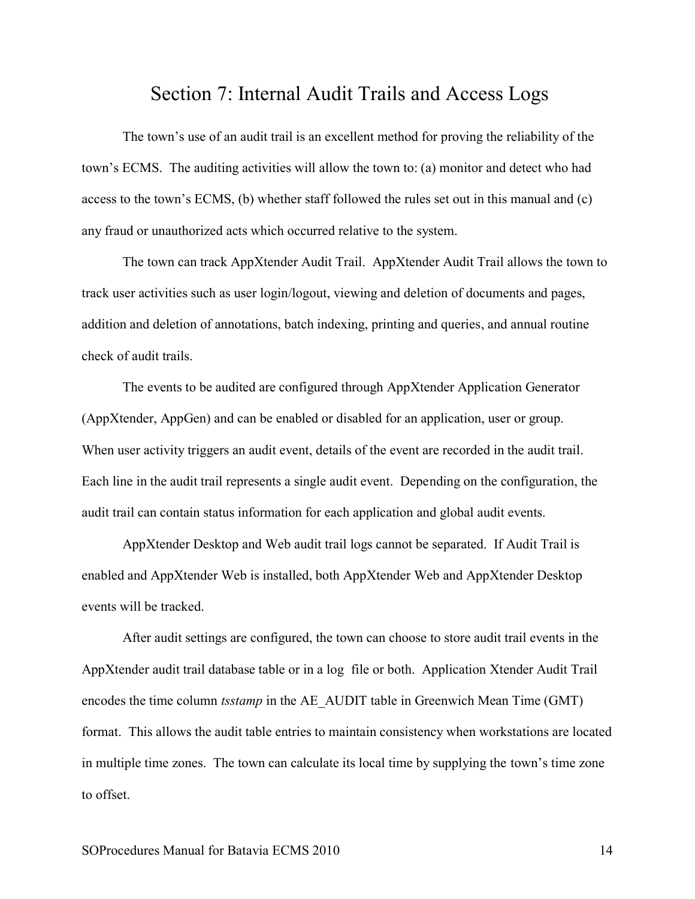# Section 7: Internal Audit Trails and Access Logs

The town's use of an audit trail is an excellent method for proving the reliability of the town's ECMS. The auditing activities will allow the town to: (a) monitor and detect who had access to the town's ECMS, (b) whether staff followed the rules set out in this manual and (c) any fraud or unauthorized acts which occurred relative to the system.

The town can track AppXtender Audit Trail. AppXtender Audit Trail allows the town to track user activities such as user login/logout, viewing and deletion of documents and pages, addition and deletion of annotations, batch indexing, printing and queries, and annual routine check of audit trails.

The events to be audited are configured through AppXtender Application Generator (AppXtender, AppGen) and can be enabled or disabled for an application, user or group. When user activity triggers an audit event, details of the event are recorded in the audit trail. Each line in the audit trail represents a single audit event. Depending on the configuration, the audit trail can contain status information for each application and global audit events.

AppXtender Desktop and Web audit trail logs cannot be separated. If Audit Trail is enabled and AppXtender Web is installed, both AppXtender Web and AppXtender Desktop events will be tracked.

After audit settings are configured, the town can choose to store audit trail events in the AppXtender audit trail database table or in a log file or both. Application Xtender Audit Trail encodes the time column *tsstamp* in the AE_AUDIT table in Greenwich Mean Time (GMT) format. This allows the audit table entries to maintain consistency when workstations are located in multiple time zones. The town can calculate its local time by supplying the town's time zone to offset.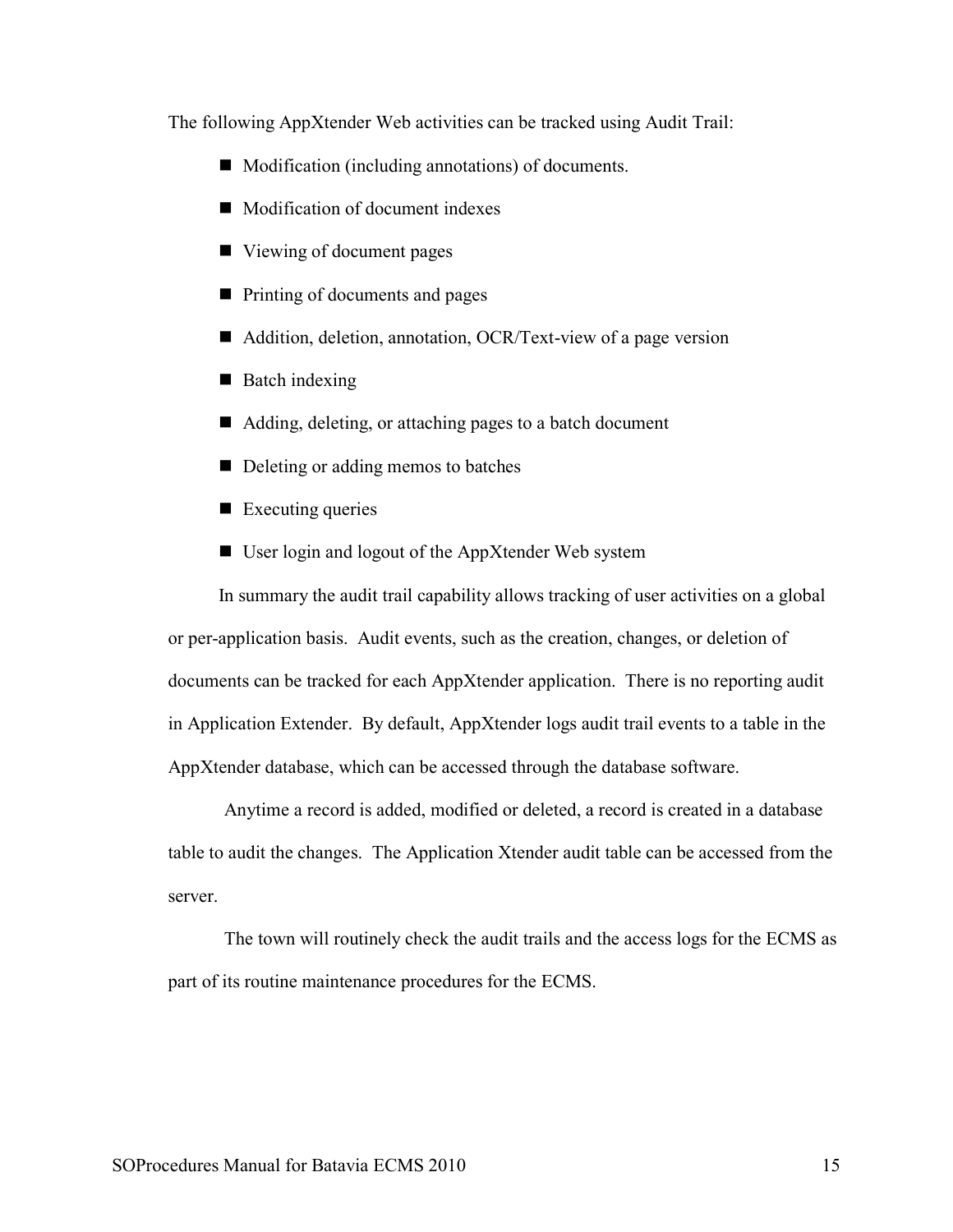The following AppXtender Web activities can be tracked using Audit Trail:

- Modification (including annotations) of documents.
- Modification of document indexes
- Viewing of document pages
- Printing of documents and pages
- Addition, deletion, annotation, OCR/Text-view of a page version
- Batch indexing
- Adding, deleting, or attaching pages to a batch document
- Deleting or adding memos to batches
- Executing queries
- User login and logout of the AppXtender Web system

In summary the audit trail capability allows tracking of user activities on a global or per-application basis. Audit events, such as the creation, changes, or deletion of documents can be tracked for each AppXtender application. There is no reporting audit in Application Extender. By default, AppXtender logs audit trail events to a table in the AppXtender database, which can be accessed through the database software.

Anytime a record is added, modified or deleted, a record is created in a database table to audit the changes. The Application Xtender audit table can be accessed from the server.

The town will routinely check the audit trails and the access logs for the ECMS as part of its routine maintenance procedures for the ECMS.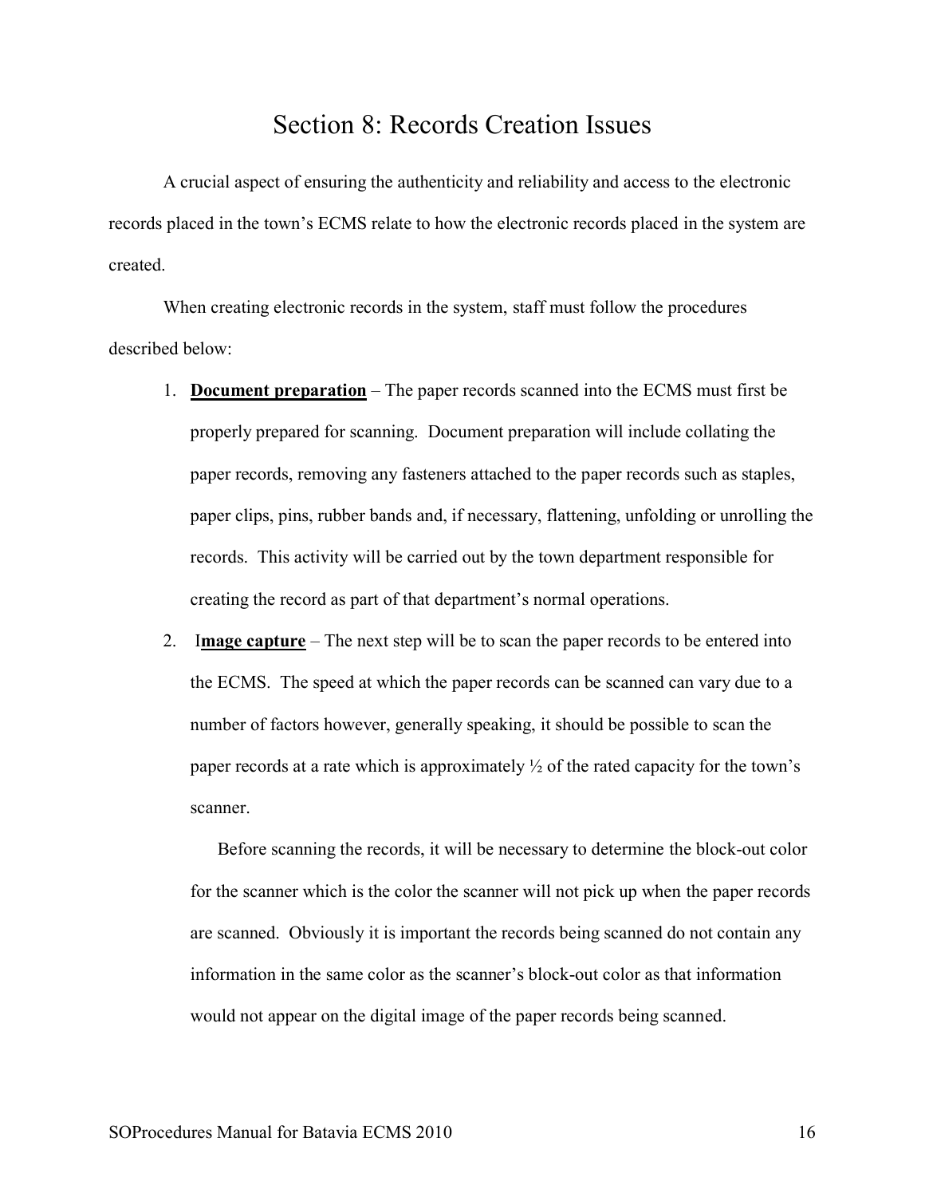# Section 8: Records Creation Issues

A crucial aspect of ensuring the authenticity and reliability and access to the electronic records placed in the town's ECMS relate to how the electronic records placed in the system are created.

When creating electronic records in the system, staff must follow the procedures described below:

1. **Document preparation** – The paper records scanned into the ECMS must first be properly prepared for scanning. Document preparation will include collating the paper records, removing any fasteners attached to the paper records such as staples, paper clips, pins, rubber bands and, if necessary, flattening, unfolding or unrolling the records. This activity will be carried out by the town department responsible for creating the record as part of that department's normal operations.

2. **Image capture** – The next step will be to scan the paper records to be entered into the ECMS. The speed at which the paper records can be scanned can vary due to a number of factors however, generally speaking, it should be possible to scan the paper records at a rate which is approximately ½ of the rated capacity for the town's scanner.

   Before scanning the records, it will be necessary to determine the block-out color for the scanner which is the color the scanner will not pick up when the paper records are scanned. Obviously it is important the records being scanned do not contain any information in the same color as the scanner's block-out color as that information would not appear on the digital image of the paper records being scanned.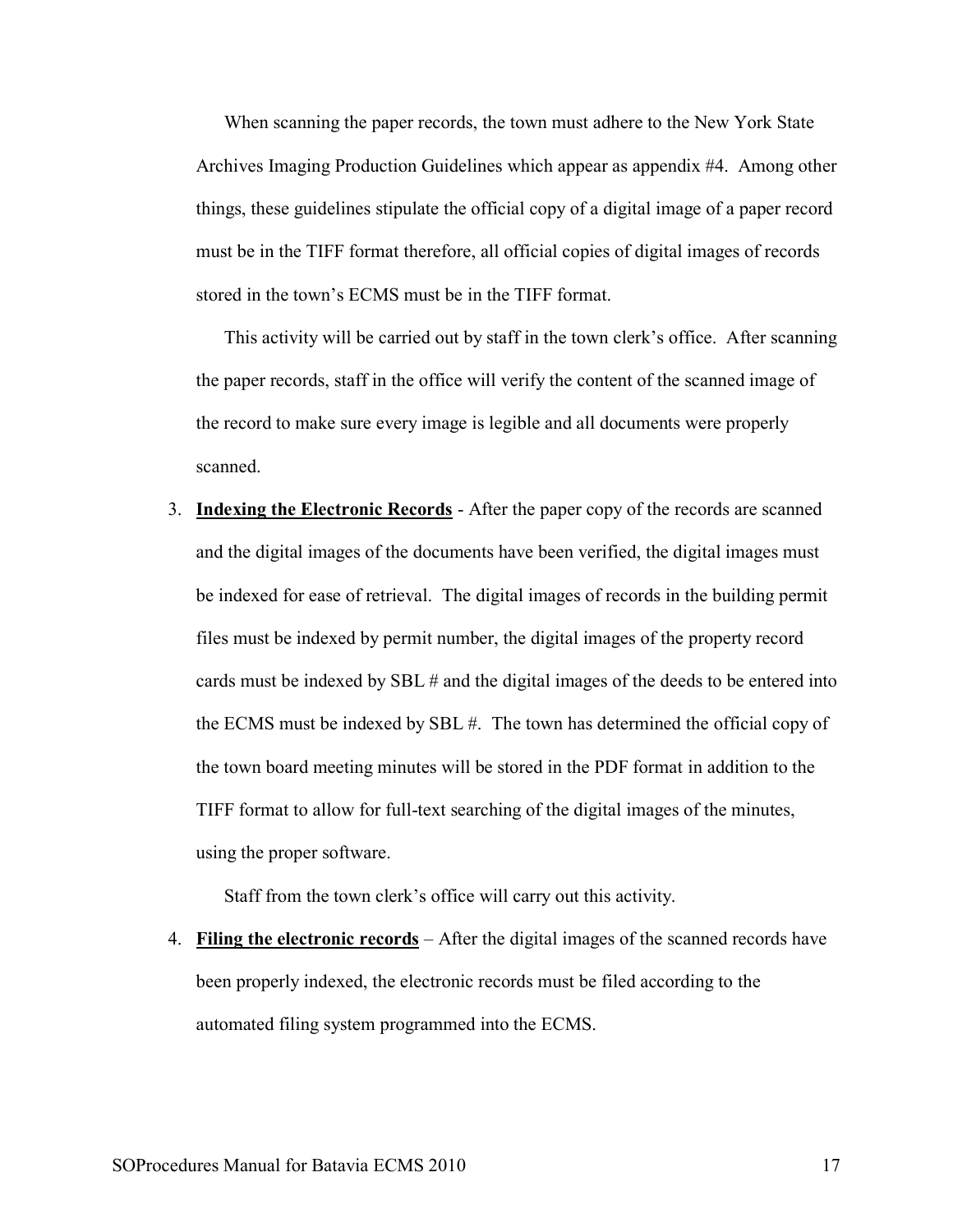When scanning the paper records, the town must adhere to the New York State Archives Imaging Production Guidelines which appear as appendix #4. Among other things, these guidelines stipulate the official copy of a digital image of a paper record must be in the TIFF format therefore, all official copies of digital images of records stored in the town's ECMS must be in the TIFF format.

This activity will be carried out by staff in the town clerk's office. After scanning the paper records, staff in the office will verify the content of the scanned image of the record to make sure every image is legible and all documents were properly scanned.

3. **Indexing the Electronic Records** - After the paper copy of the records are scanned and the digital images of the documents have been verified, the digital images must be indexed for ease of retrieval. The digital images of records in the building permit files must be indexed by permit number, the digital images of the property record cards must be indexed by SBL # and the digital images of the deeds to be entered into the ECMS must be indexed by SBL #. The town has determined the official copy of the town board meeting minutes will be stored in the PDF format in addition to the TIFF format to allow for full-text searching of the digital images of the minutes, using the proper software.

   Staff from the town clerk's office will carry out this activity.

4. **Filing the electronic records** – After the digital images of the scanned records have been properly indexed, the electronic records must be filed according to the automated filing system programmed into the ECMS.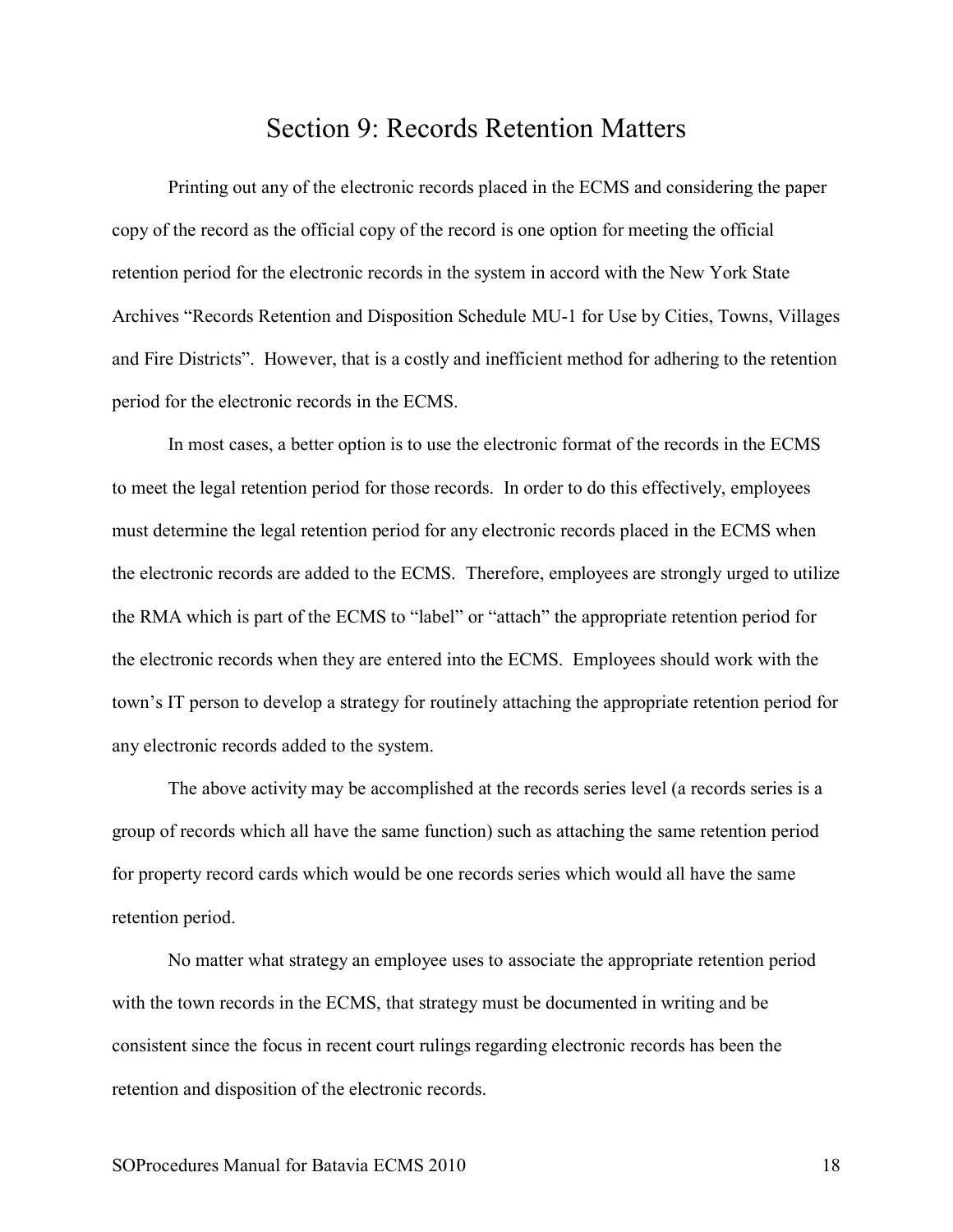# Section 9: Records Retention Matters

Printing out any of the electronic records placed in the ECMS and considering the paper copy of the record as the official copy of the record is one option for meeting the official retention period for the electronic records in the system in accord with the New York State Archives "Records Retention and Disposition Schedule MU-1 for Use by Cities, Towns, Villages and Fire Districts". However, that is a costly and inefficient method for adhering to the retention period for the electronic records in the ECMS.

In most cases, a better option is to use the electronic format of the records in the ECMS to meet the legal retention period for those records. In order to do this effectively, employees must determine the legal retention period for any electronic records placed in the ECMS when the electronic records are added to the ECMS. Therefore, employees are strongly urged to utilize the RMA which is part of the ECMS to "label" or "attach" the appropriate retention period for the electronic records when they are entered into the ECMS. Employees should work with the town's IT person to develop a strategy for routinely attaching the appropriate retention period for any electronic records added to the system.

The above activity may be accomplished at the records series level (a records series is a group of records which all have the same function) such as attaching the same retention period for property record cards which would be one records series which would all have the same retention period.

No matter what strategy an employee uses to associate the appropriate retention period with the town records in the ECMS, that strategy must be documented in writing and be consistent since the focus in recent court rulings regarding electronic records has been the retention and disposition of the electronic records.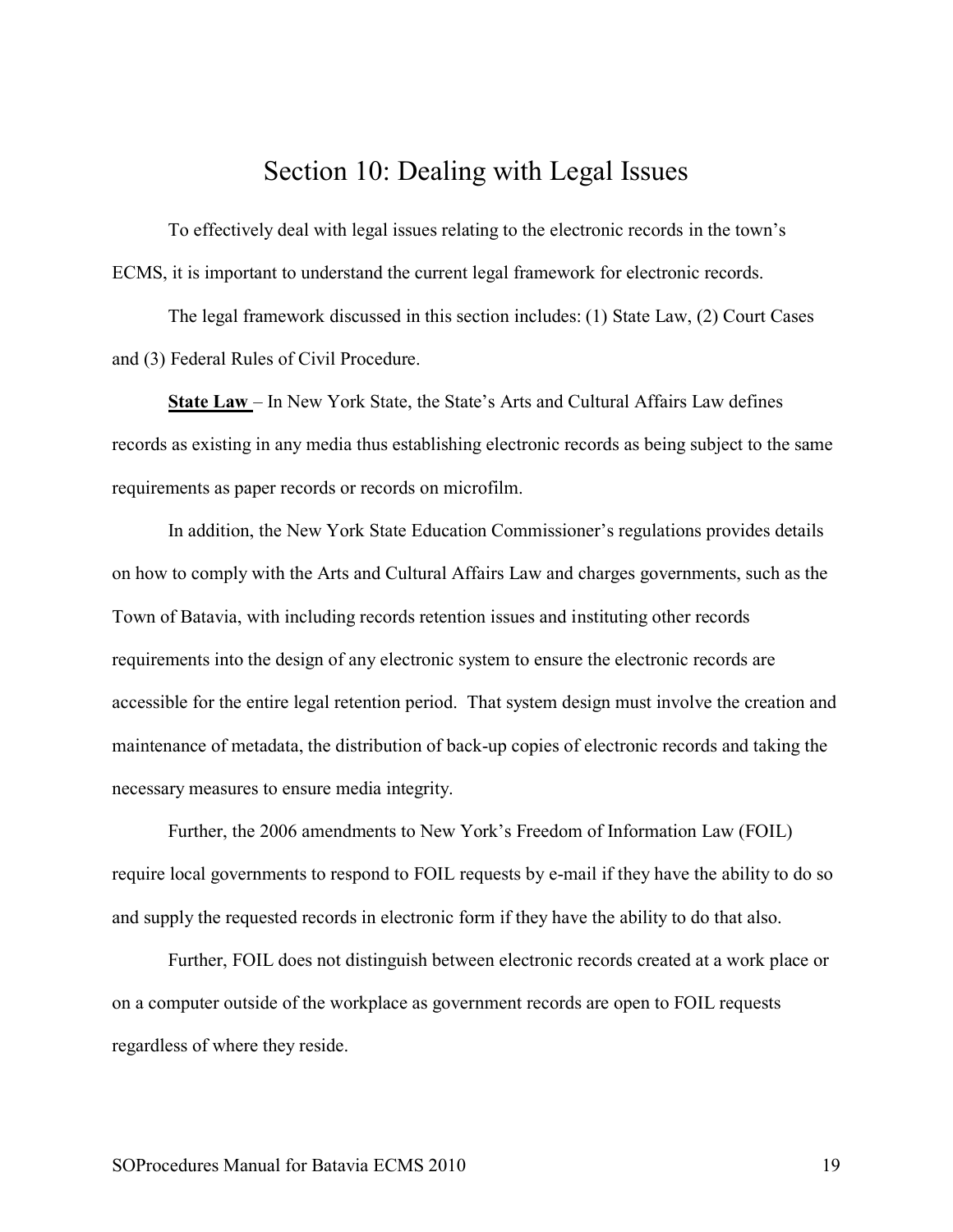# Section 10: Dealing with Legal Issues

To effectively deal with legal issues relating to the electronic records in the town's ECMS, it is important to understand the current legal framework for electronic records.

The legal framework discussed in this section includes: (1) State Law, (2) Court Cases and (3) Federal Rules of Civil Procedure.

**State Law** – In New York State, the State's Arts and Cultural Affairs Law defines records as existing in any media thus establishing electronic records as being subject to the same requirements as paper records or records on microfilm.

In addition, the New York State Education Commissioner's regulations provides details on how to comply with the Arts and Cultural Affairs Law and charges governments, such as the Town of Batavia, with including records retention issues and instituting other records requirements into the design of any electronic system to ensure the electronic records are accessible for the entire legal retention period. That system design must involve the creation and maintenance of metadata, the distribution of back-up copies of electronic records and taking the necessary measures to ensure media integrity.

Further, the 2006 amendments to New York's Freedom of Information Law (FOIL) require local governments to respond to FOIL requests by e-mail if they have the ability to do so and supply the requested records in electronic form if they have the ability to do that also.

Further, FOIL does not distinguish between electronic records created at a work place or on a computer outside of the workplace as government records are open to FOIL requests regardless of where they reside.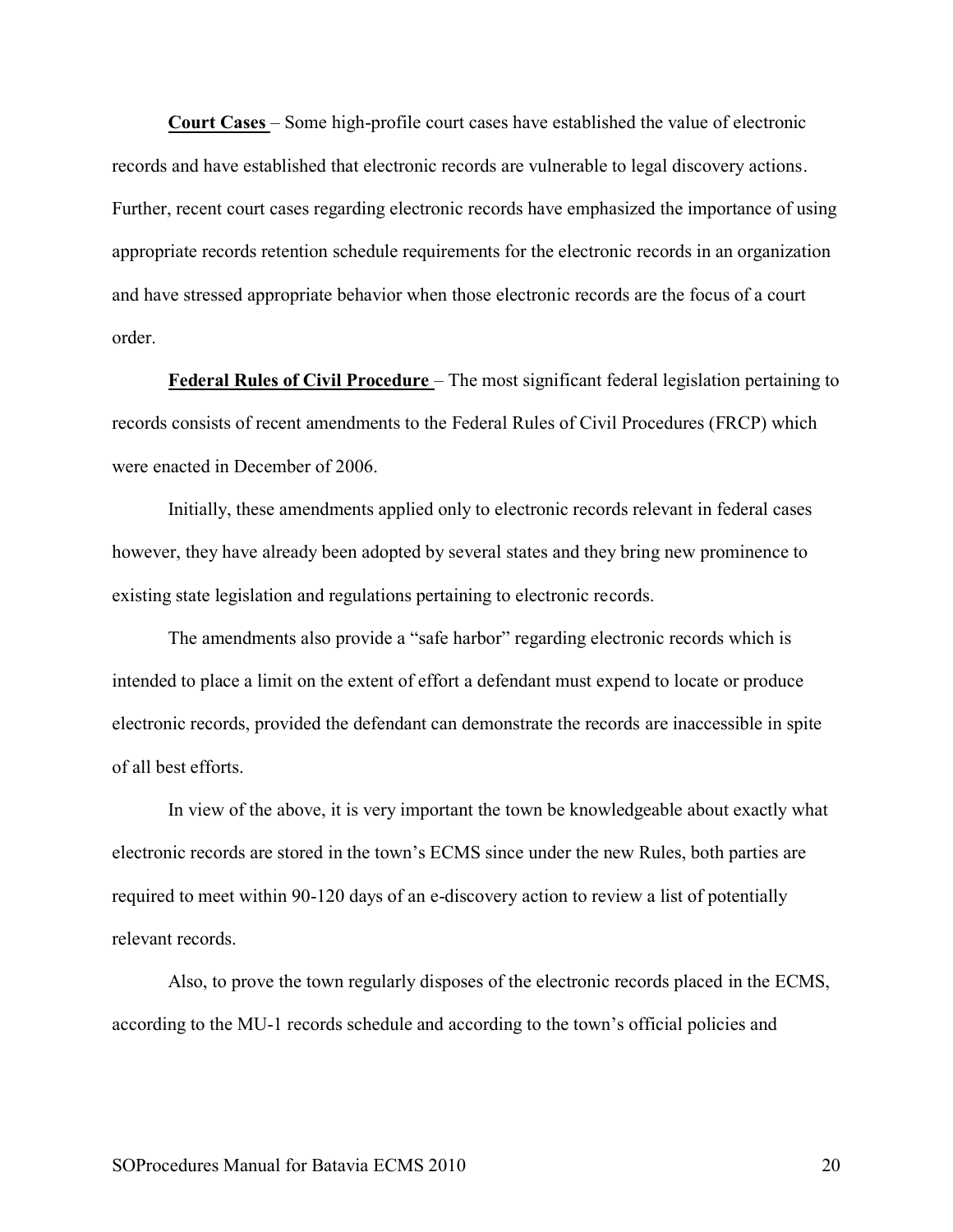**Court Cases** – Some high-profile court cases have established the value of electronic records and have established that electronic records are vulnerable to legal discovery actions. Further, recent court cases regarding electronic records have emphasized the importance of using appropriate records retention schedule requirements for the electronic records in an organization and have stressed appropriate behavior when those electronic records are the focus of a court order.

**Federal Rules of Civil Procedure** – The most significant federal legislation pertaining to records consists of recent amendments to the Federal Rules of Civil Procedures (FRCP) which were enacted in December of 2006.

Initially, these amendments applied only to electronic records relevant in federal cases however, they have already been adopted by several states and they bring new prominence to existing state legislation and regulations pertaining to electronic records.

The amendments also provide a "safe harbor" regarding electronic records which is intended to place a limit on the extent of effort a defendant must expend to locate or produce electronic records, provided the defendant can demonstrate the records are inaccessible in spite of all best efforts.

In view of the above, it is very important the town be knowledgeable about exactly what electronic records are stored in the town's ECMS since under the new Rules, both parties are required to meet within 90-120 days of an e-discovery action to review a list of potentially relevant records.

Also, to prove the town regularly disposes of the electronic records placed in the ECMS, according to the MU-1 records schedule and according to the town's official policies and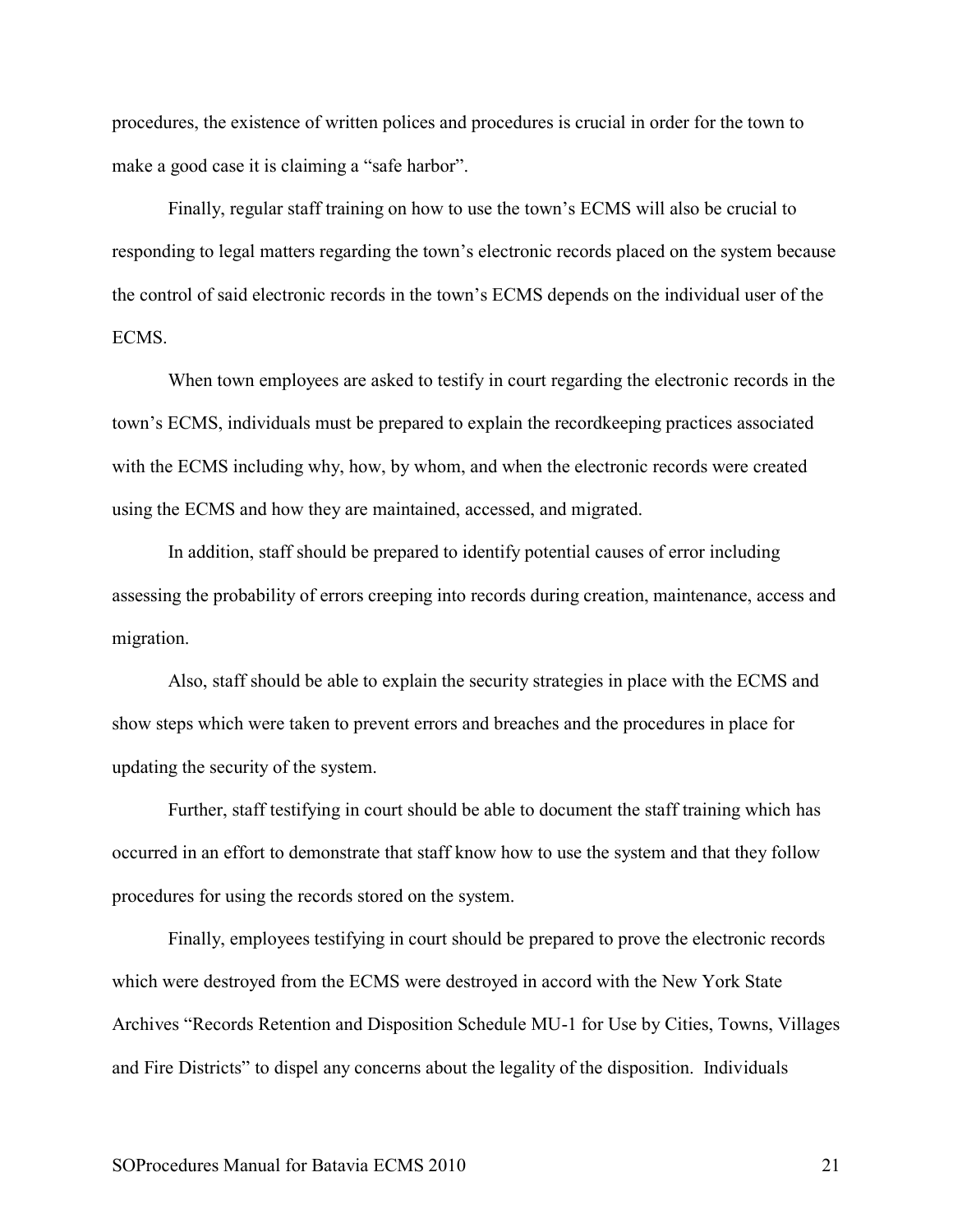procedures, the existence of written polices and procedures is crucial in order for the town to make a good case it is claiming a "safe harbor".

Finally, regular staff training on how to use the town's ECMS will also be crucial to responding to legal matters regarding the town's electronic records placed on the system because the control of said electronic records in the town's ECMS depends on the individual user of the ECMS.

When town employees are asked to testify in court regarding the electronic records in the town's ECMS, individuals must be prepared to explain the recordkeeping practices associated with the ECMS including why, how, by whom, and when the electronic records were created using the ECMS and how they are maintained, accessed, and migrated.

In addition, staff should be prepared to identify potential causes of error including assessing the probability of errors creeping into records during creation, maintenance, access and migration.

Also, staff should be able to explain the security strategies in place with the ECMS and show steps which were taken to prevent errors and breaches and the procedures in place for updating the security of the system.

Further, staff testifying in court should be able to document the staff training which has occurred in an effort to demonstrate that staff know how to use the system and that they follow procedures for using the records stored on the system.

Finally, employees testifying in court should be prepared to prove the electronic records which were destroyed from the ECMS were destroyed in accord with the New York State Archives "Records Retention and Disposition Schedule MU-1 for Use by Cities, Towns, Villages and Fire Districts" to dispel any concerns about the legality of the disposition. Individuals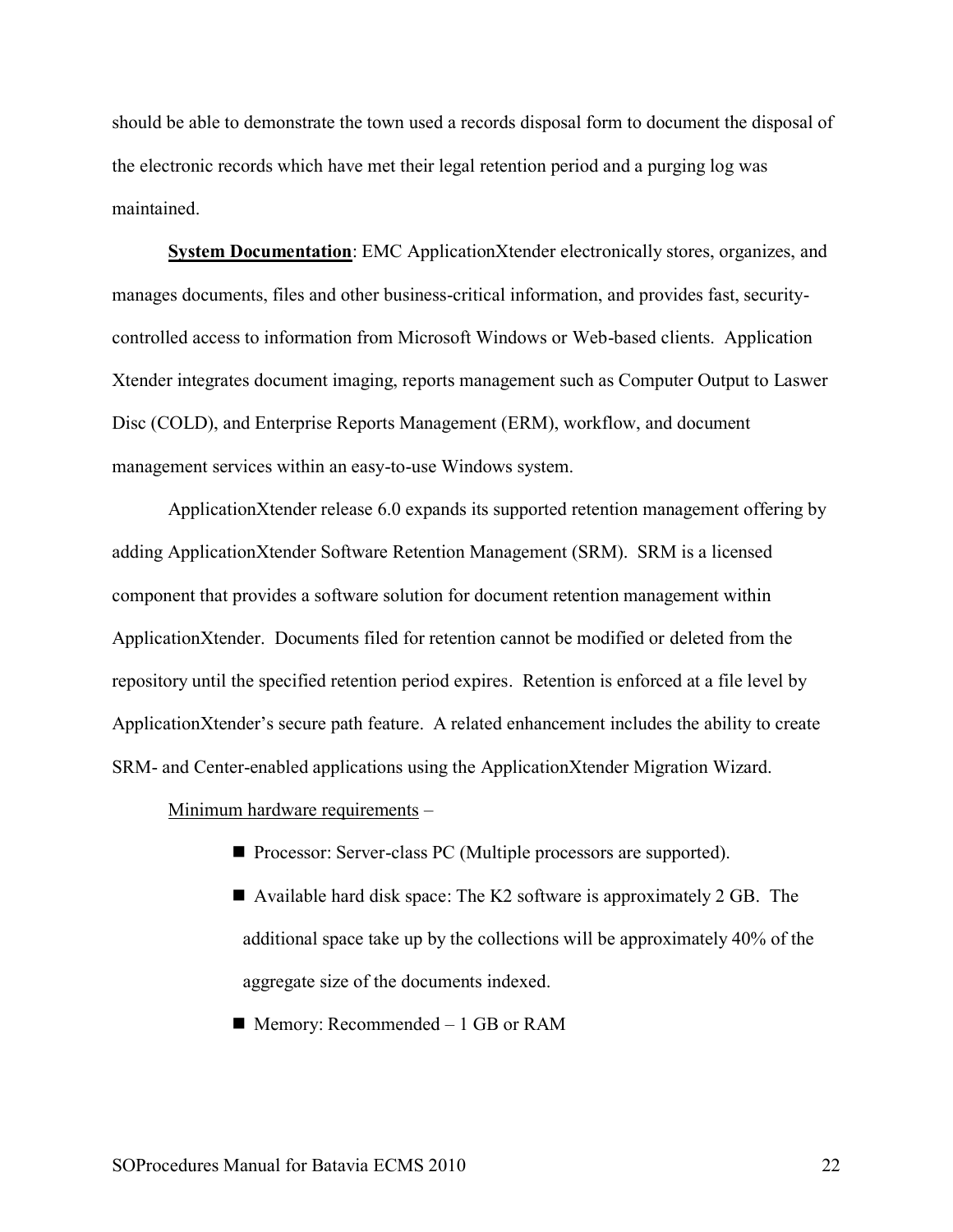should be able to demonstrate the town used a records disposal form to document the disposal of the electronic records which have met their legal retention period and a purging log was maintained.

**System Documentation**: EMC ApplicationXtender electronically stores, organizes, and manages documents, files and other business-critical information, and provides fast, security-controlled access to information from Microsoft Windows or Web-based clients. Application Xtender integrates document imaging, reports management such as Computer Output to Laswer Disc (COLD), and Enterprise Reports Management (ERM), workflow, and document management services within an easy-to-use Windows system.

ApplicationXtender release 6.0 expands its supported retention management offering by adding ApplicationXtender Software Retention Management (SRM). SRM is a licensed component that provides a software solution for document retention management within ApplicationXtender. Documents filed for retention cannot be modified or deleted from the repository until the specified retention period expires. Retention is enforced at a file level by ApplicationXtender's secure path feature. A related enhancement includes the ability to create SRM- and Center-enabled applications using the ApplicationXtender Migration Wizard.

Minimum hardware requirements –

- Processor: Server-class PC (Multiple processors are supported).
- Available hard disk space: The K2 software is approximately 2 GB. The additional space take up by the collections will be approximately 40% of the aggregate size of the documents indexed.
- Memory: Recommended – 1 GB or RAM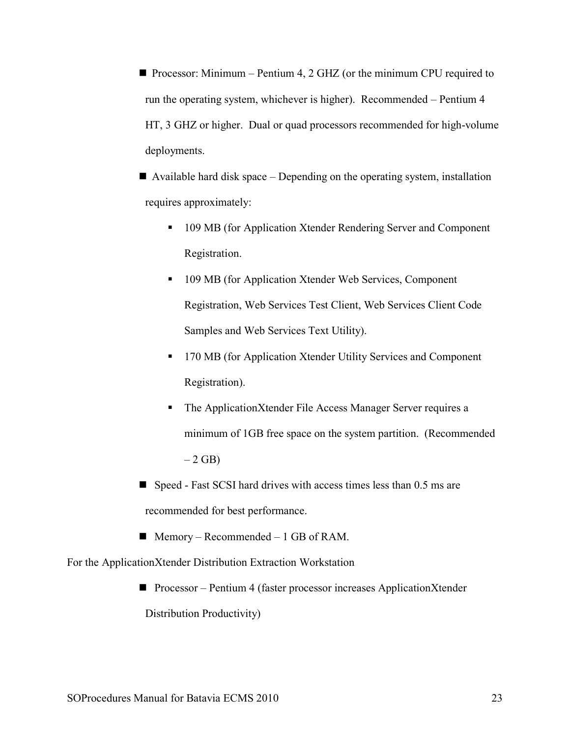- Processor: Minimum – Pentium 4, 2 GHZ (or the minimum CPU required to run the operating system, whichever is higher). Recommended – Pentium 4 HT, 3 GHZ or higher. Dual or quad processors recommended for high-volume deployments.
- Available hard disk space – Depending on the operating system, installation requires approximately:
  - 109 MB (for Application Xtender Rendering Server and Component Registration.
  - 109 MB (for Application Xtender Web Services, Component Registration, Web Services Test Client, Web Services Client Code Samples and Web Services Text Utility).
  - 170 MB (for Application Xtender Utility Services and Component Registration).
  - The ApplicationXtender File Access Manager Server requires a minimum of 1GB free space on the system partition. (Recommended – 2 GB)
- Speed - Fast SCSI hard drives with access times less than 0.5 ms are recommended for best performance.
- Memory – Recommended – 1 GB of RAM.

For the ApplicationXtender Distribution Extraction Workstation

- Processor – Pentium 4 (faster processor increases ApplicationXtender Distribution Productivity)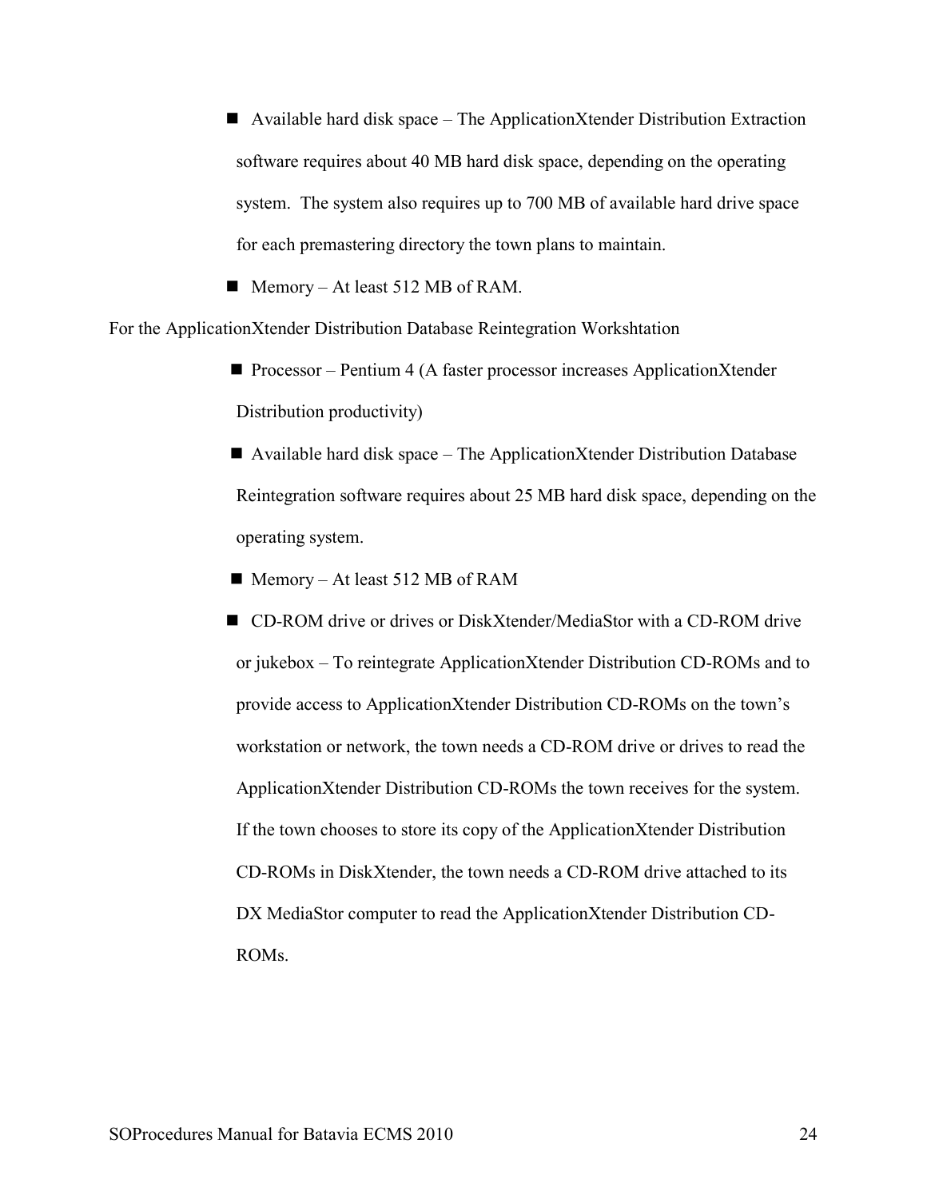- Available hard disk space – The ApplicationXtender Distribution Extraction software requires about 40 MB hard disk space, depending on the operating system. The system also requires up to 700 MB of available hard drive space for each premastering directory the town plans to maintain.
- Memory – At least 512 MB of RAM.

For the ApplicationXtender Distribution Database Reintegration Workshtation

- Processor – Pentium 4 (A faster processor increases ApplicationXtender Distribution productivity)
- Available hard disk space – The ApplicationXtender Distribution Database Reintegration software requires about 25 MB hard disk space, depending on the operating system.
- Memory – At least 512 MB of RAM
- CD-ROM drive or drives or DiskXtender/MediaStor with a CD-ROM drive or jukebox – To reintegrate ApplicationXtender Distribution CD-ROMs and to provide access to ApplicationXtender Distribution CD-ROMs on the town's workstation or network, the town needs a CD-ROM drive or drives to read the ApplicationXtender Distribution CD-ROMs the town receives for the system. If the town chooses to store its copy of the ApplicationXtender Distribution CD-ROMs in DiskXtender, the town needs a CD-ROM drive attached to its DX MediaStor computer to read the ApplicationXtender Distribution CD-ROMs.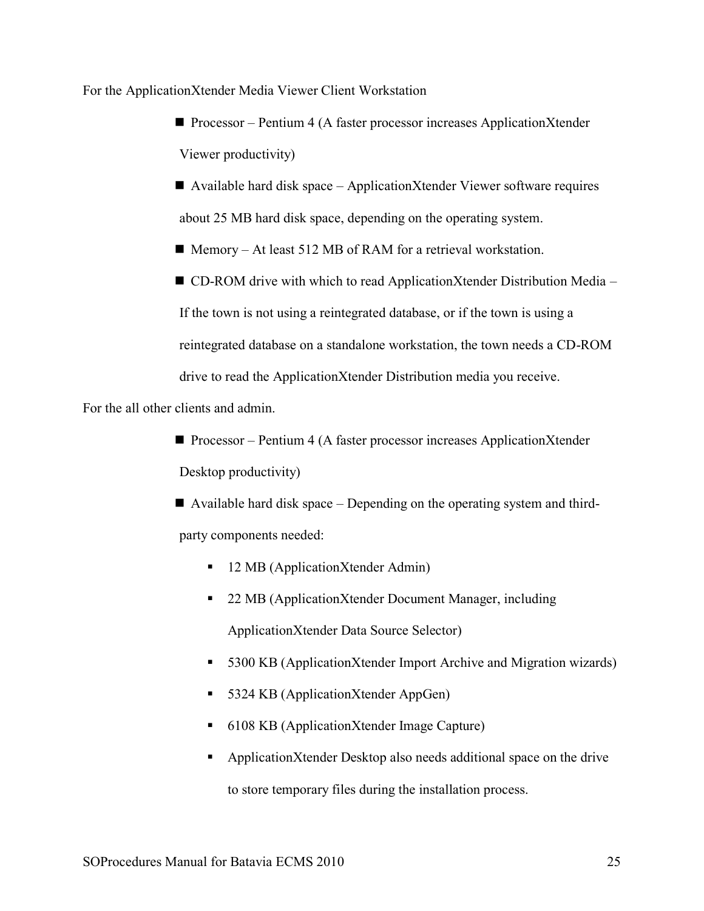For the ApplicationXtender Media Viewer Client Workstation

- Processor – Pentium 4 (A faster processor increases ApplicationXtender Viewer productivity)
- Available hard disk space – ApplicationXtender Viewer software requires about 25 MB hard disk space, depending on the operating system.
- Memory – At least 512 MB of RAM for a retrieval workstation.
- CD-ROM drive with which to read ApplicationXtender Distribution Media – If the town is not using a reintegrated database, or if the town is using a reintegrated database on a standalone workstation, the town needs a CD-ROM drive to read the ApplicationXtender Distribution media you receive.

For the all other clients and admin.

- Processor – Pentium 4 (A faster processor increases ApplicationXtender Desktop productivity)
- Available hard disk space – Depending on the operating system and third-party components needed:
    - 12 MB (ApplicationXtender Admin)
    - 22 MB (ApplicationXtender Document Manager, including ApplicationXtender Data Source Selector)
    - 5300 KB (ApplicationXtender Import Archive and Migration wizards)
    - 5324 KB (ApplicationXtender AppGen)
    - 6108 KB (ApplicationXtender Image Capture)
    - ApplicationXtender Desktop also needs additional space on the drive to store temporary files during the installation process.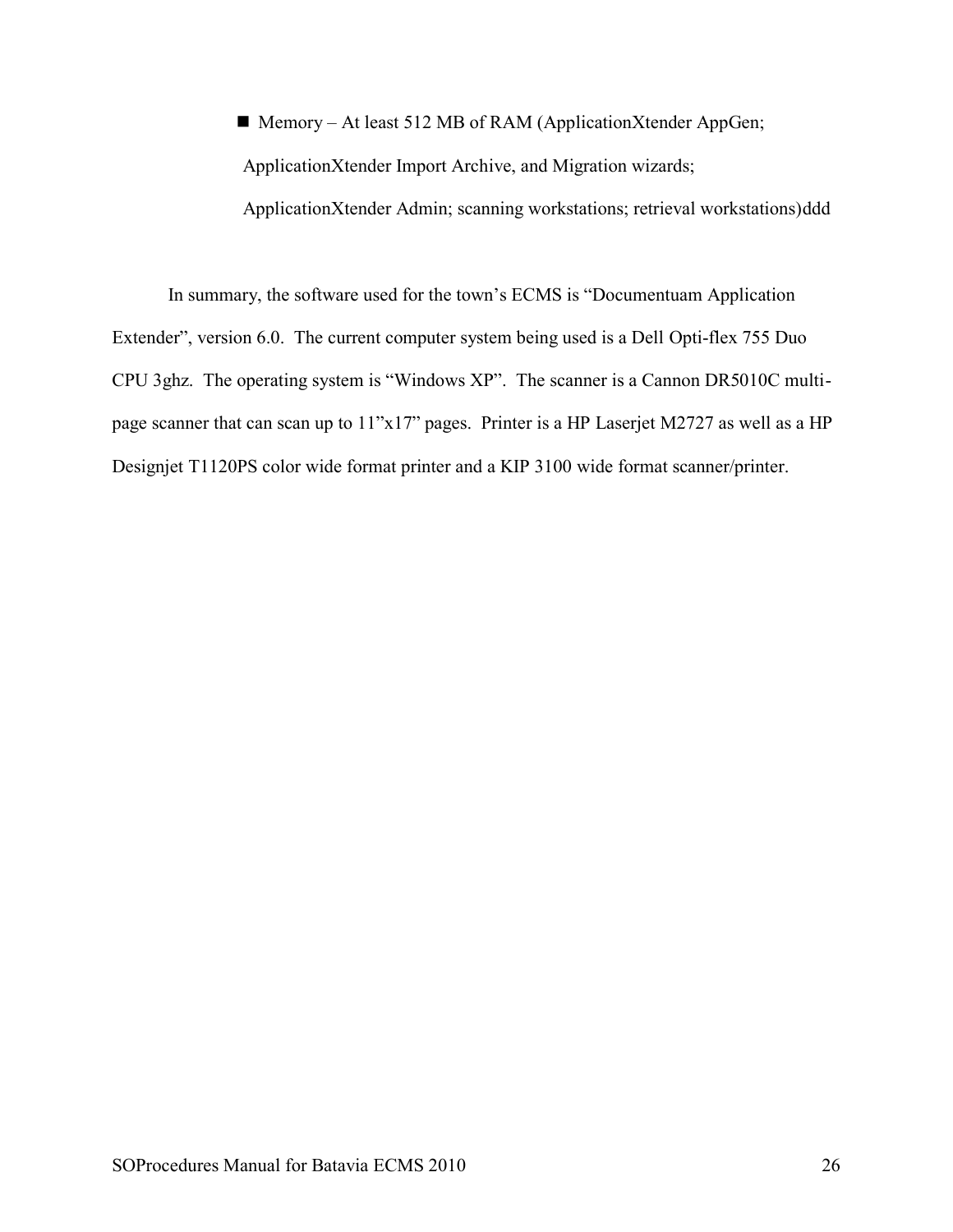- Memory – At least 512 MB of RAM (ApplicationXtender AppGen; ApplicationXtender Import Archive, and Migration wizards; ApplicationXtender Admin; scanning workstations; retrieval workstations)ddd

In summary, the software used for the town's ECMS is "Documentuam Application Extender", version 6.0. The current computer system being used is a Dell Opti-flex 755 Duo CPU 3ghz. The operating system is "Windows XP". The scanner is a Cannon DR5010C multi-page scanner that can scan up to 11"x17" pages. Printer is a HP Laserjet M2727 as well as a HP Designjet T1120PS color wide format printer and a KIP 3100 wide format scanner/printer.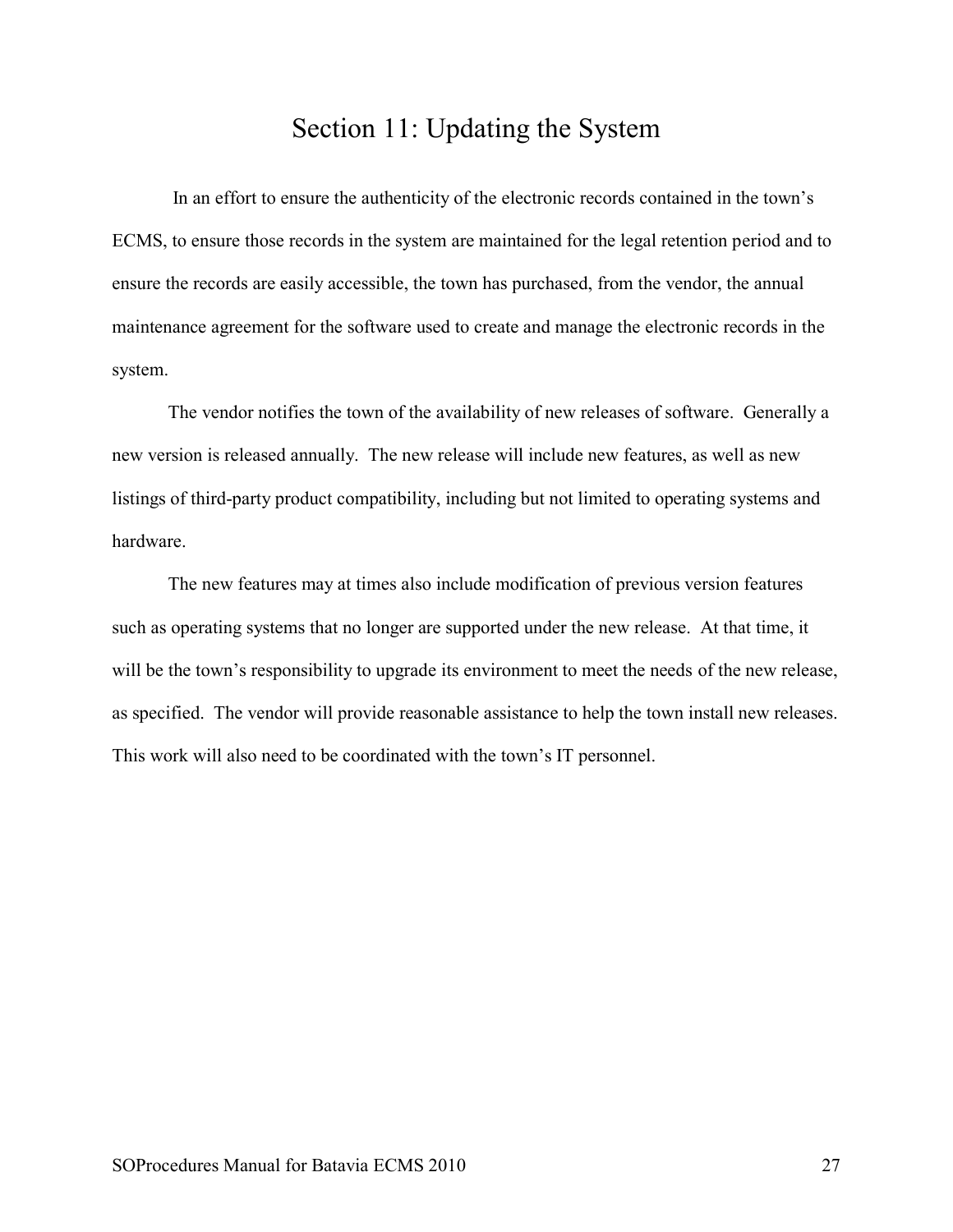# Section 11: Updating the System

In an effort to ensure the authenticity of the electronic records contained in the town's ECMS, to ensure those records in the system are maintained for the legal retention period and to ensure the records are easily accessible, the town has purchased, from the vendor, the annual maintenance agreement for the software used to create and manage the electronic records in the system.

The vendor notifies the town of the availability of new releases of software. Generally a new version is released annually. The new release will include new features, as well as new listings of third-party product compatibility, including but not limited to operating systems and hardware.

The new features may at times also include modification of previous version features such as operating systems that no longer are supported under the new release. At that time, it will be the town's responsibility to upgrade its environment to meet the needs of the new release, as specified. The vendor will provide reasonable assistance to help the town install new releases. This work will also need to be coordinated with the town's IT personnel.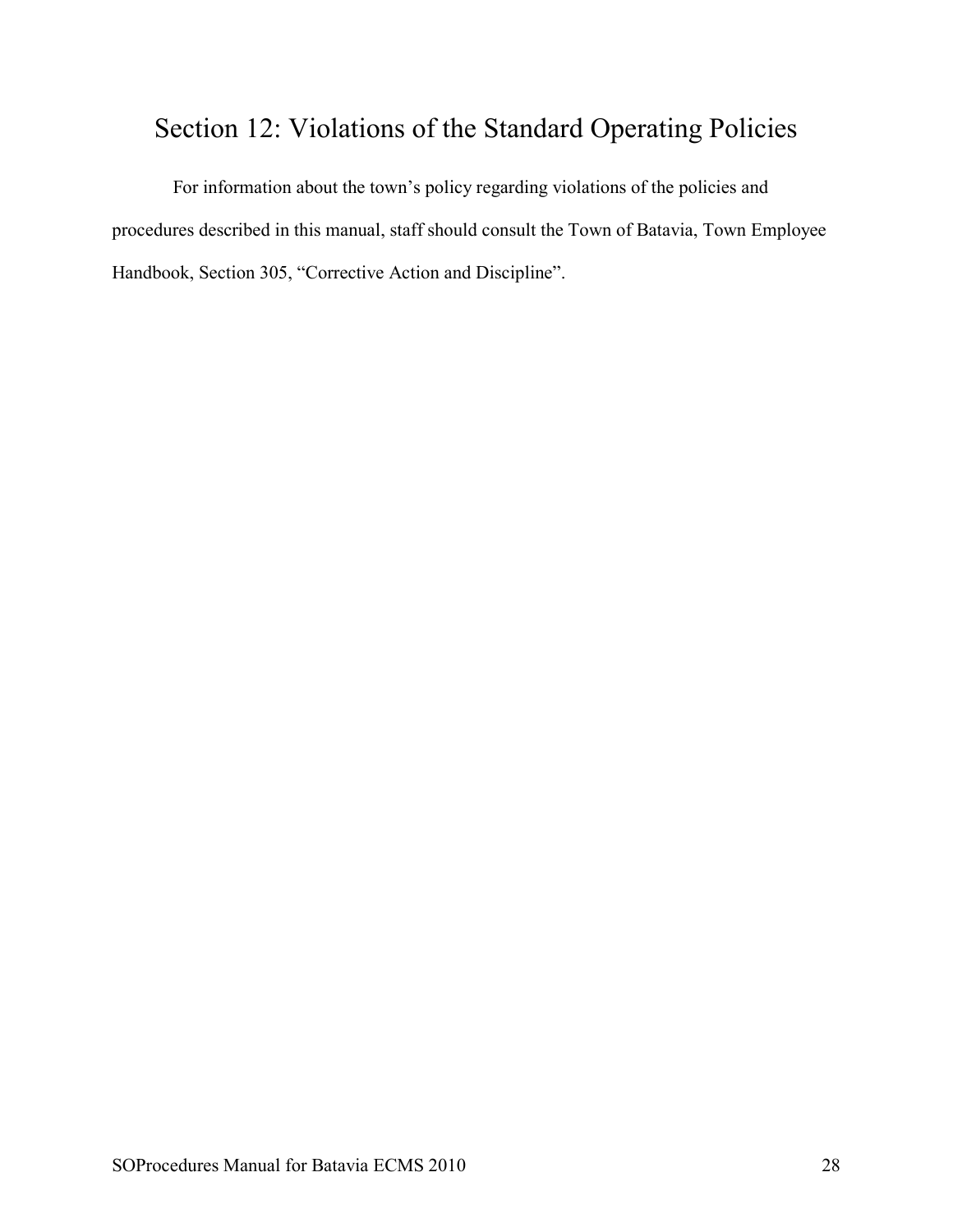# Section 12: Violations of the Standard Operating Policies

For information about the town's policy regarding violations of the policies and procedures described in this manual, staff should consult the Town of Batavia, Town Employee Handbook, Section 305, "Corrective Action and Discipline".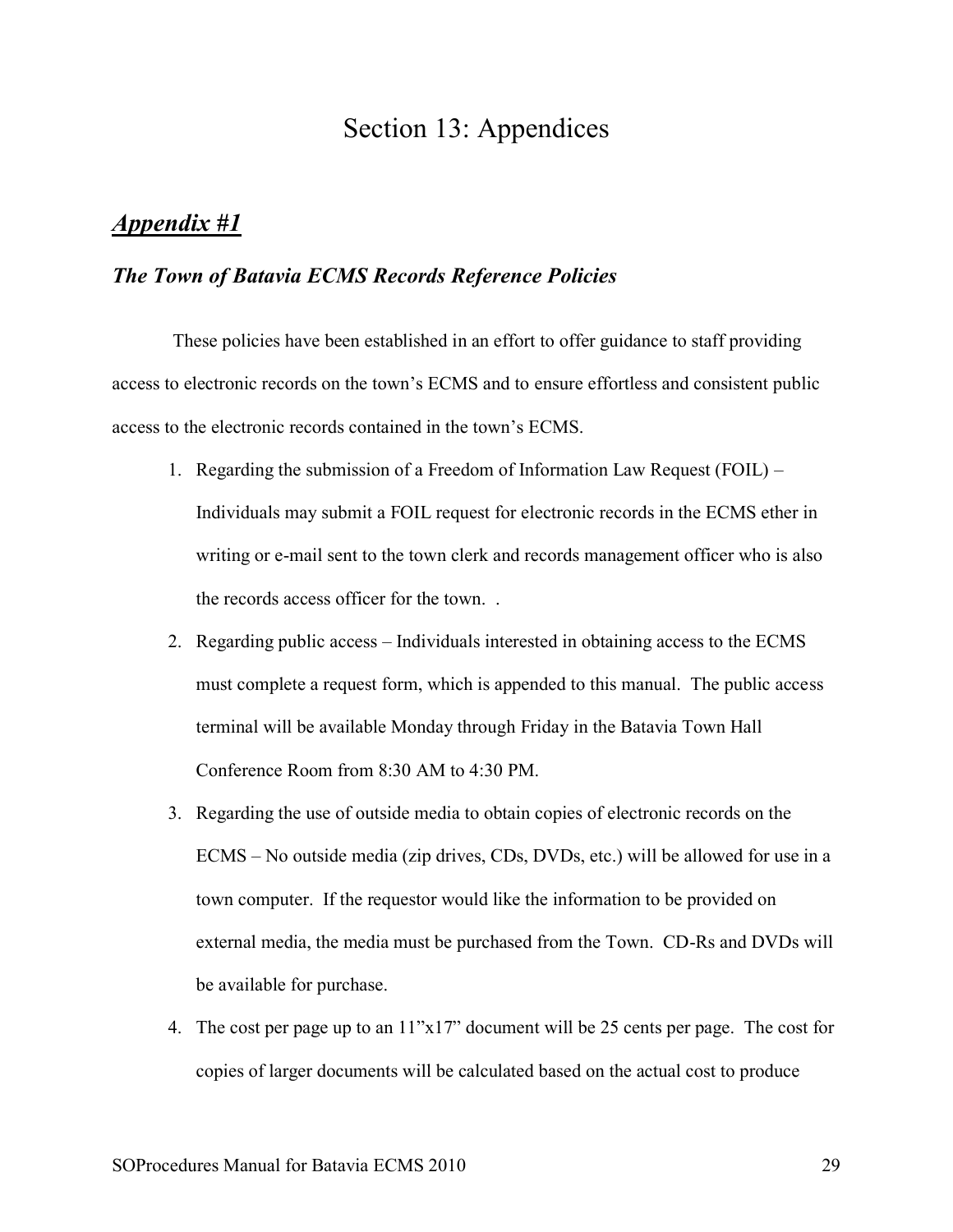# Section 13: Appendices

## ***Appendix #1***

### ***The Town of Batavia ECMS Records Reference Policies***

These policies have been established in an effort to offer guidance to staff providing access to electronic records on the town's ECMS and to ensure effortless and consistent public access to the electronic records contained in the town's ECMS.

1. Regarding the submission of a Freedom of Information Law Request (FOIL) – Individuals may submit a FOIL request for electronic records in the ECMS ether in writing or e-mail sent to the town clerk and records management officer who is also the records access officer for the town. .
2. Regarding public access – Individuals interested in obtaining access to the ECMS must complete a request form, which is appended to this manual. The public access terminal will be available Monday through Friday in the Batavia Town Hall Conference Room from 8:30 AM to 4:30 PM.
3. Regarding the use of outside media to obtain copies of electronic records on the ECMS – No outside media (zip drives, CDs, DVDs, etc.) will be allowed for use in a town computer. If the requestor would like the information to be provided on external media, the media must be purchased from the Town. CD-Rs and DVDs will be available for purchase.
4. The cost per page up to an 11"x17" document will be 25 cents per page. The cost for copies of larger documents will be calculated based on the actual cost to produce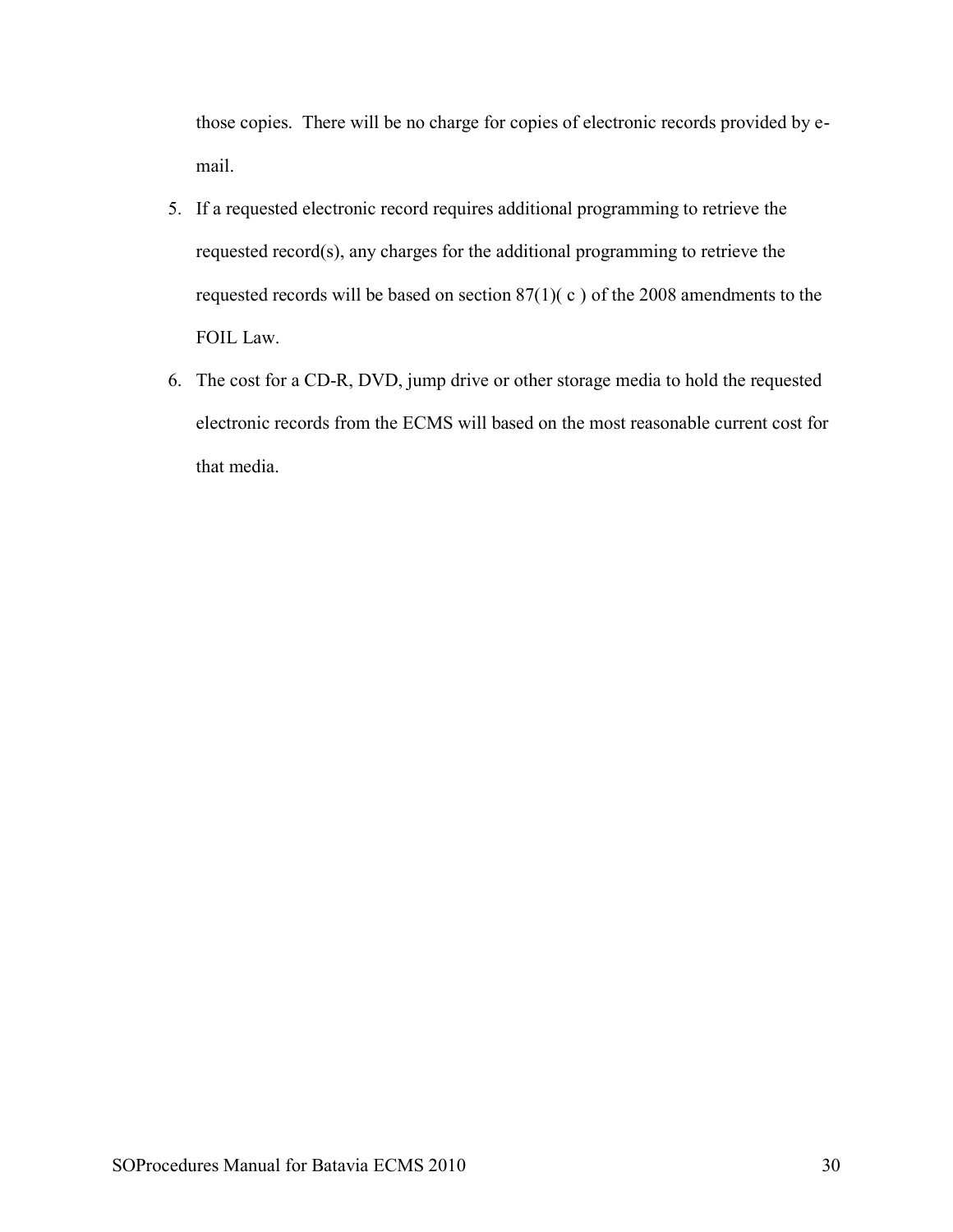those copies. There will be no charge for copies of electronic records provided by e-mail.

5. If a requested electronic record requires additional programming to retrieve the requested record(s), any charges for the additional programming to retrieve the requested records will be based on section 87(1)( c ) of the 2008 amendments to the FOIL Law.
6. The cost for a CD-R, DVD, jump drive or other storage media to hold the requested electronic records from the ECMS will based on the most reasonable current cost for that media.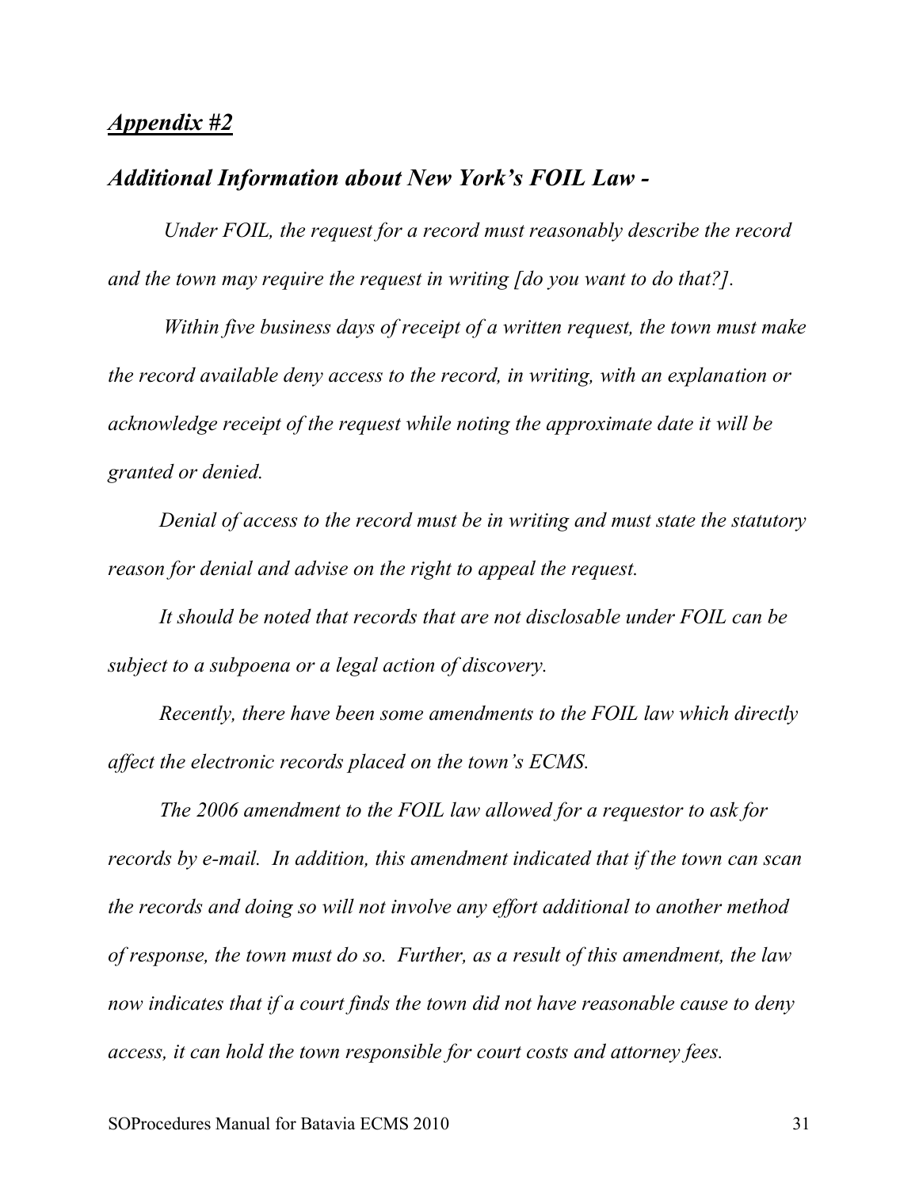## ***Appendix #2***

### ***Additional Information about New York's FOIL Law -***

*Under FOIL, the request for a record must reasonably describe the record and the town may require the request in writing [do you want to do that?].*

*Within five business days of receipt of a written request, the town must make the record available deny access to the record, in writing, with an explanation or acknowledge receipt of the request while noting the approximate date it will be granted or denied.*

*Denial of access to the record must be in writing and must state the statutory reason for denial and advise on the right to appeal the request.*

*It should be noted that records that are not disclosable under FOIL can be subject to a subpoena or a legal action of discovery.*

*Recently, there have been some amendments to the FOIL law which directly affect the electronic records placed on the town's ECMS.*

*The 2006 amendment to the FOIL law allowed for a requestor to ask for records by e-mail. In addition, this amendment indicated that if the town can scan the records and doing so will not involve any effort additional to another method of response, the town must do so. Further, as a result of this amendment, the law now indicates that if a court finds the town did not have reasonable cause to deny access, it can hold the town responsible for court costs and attorney fees.*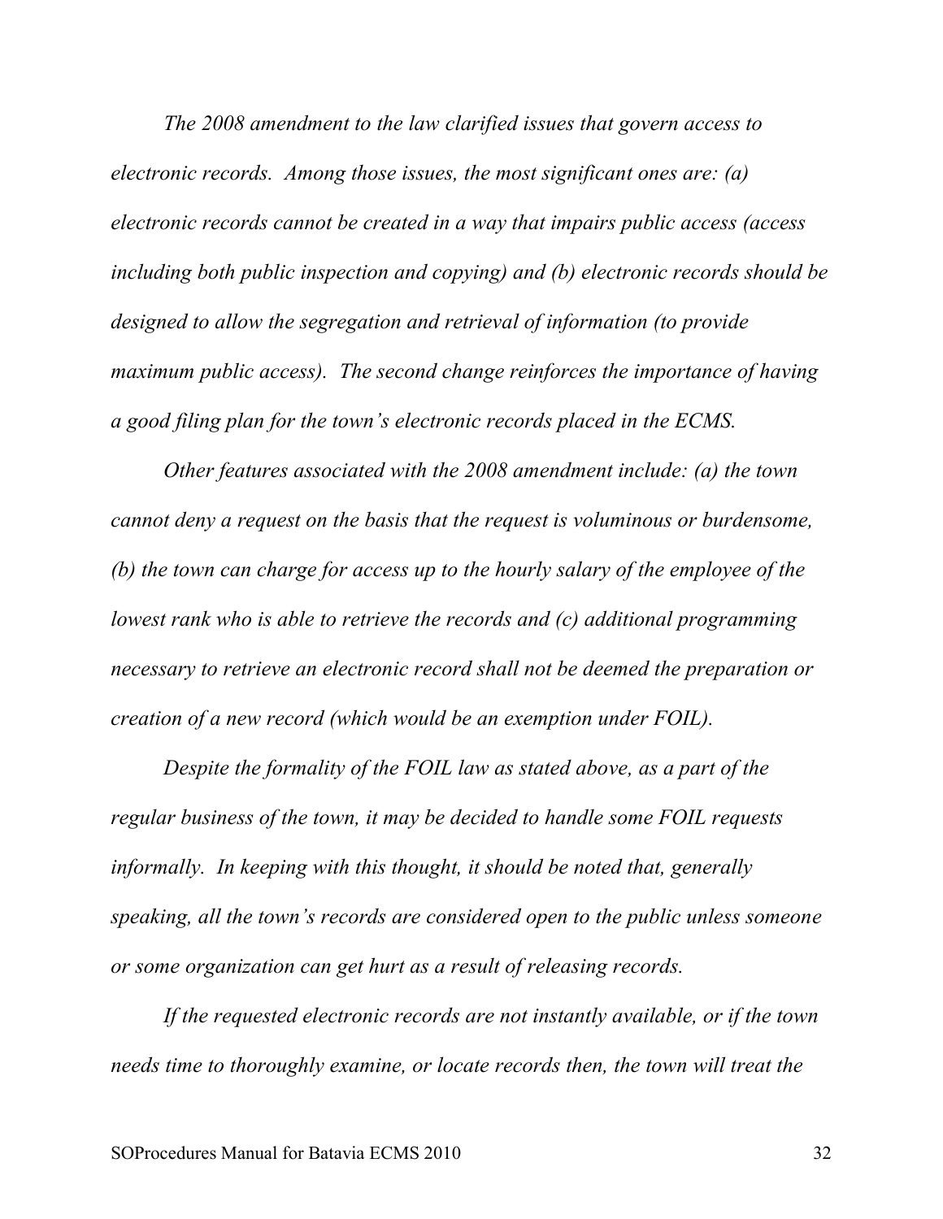*The 2008 amendment to the law clarified issues that govern access to electronic records. Among those issues, the most significant ones are: (a) electronic records cannot be created in a way that impairs public access (access including both public inspection and copying) and (b) electronic records should be designed to allow the segregation and retrieval of information (to provide maximum public access). The second change reinforces the importance of having a good filing plan for the town's electronic records placed in the ECMS.*

*Other features associated with the 2008 amendment include: (a) the town cannot deny a request on the basis that the request is voluminous or burdensome, (b) the town can charge for access up to the hourly salary of the employee of the lowest rank who is able to retrieve the records and (c) additional programming necessary to retrieve an electronic record shall not be deemed the preparation or creation of a new record (which would be an exemption under FOIL).*

*Despite the formality of the FOIL law as stated above, as a part of the regular business of the town, it may be decided to handle some FOIL requests informally. In keeping with this thought, it should be noted that, generally speaking, all the town's records are considered open to the public unless someone or some organization can get hurt as a result of releasing records.*

*If the requested electronic records are not instantly available, or if the town needs time to thoroughly examine, or locate records then, the town will treat the*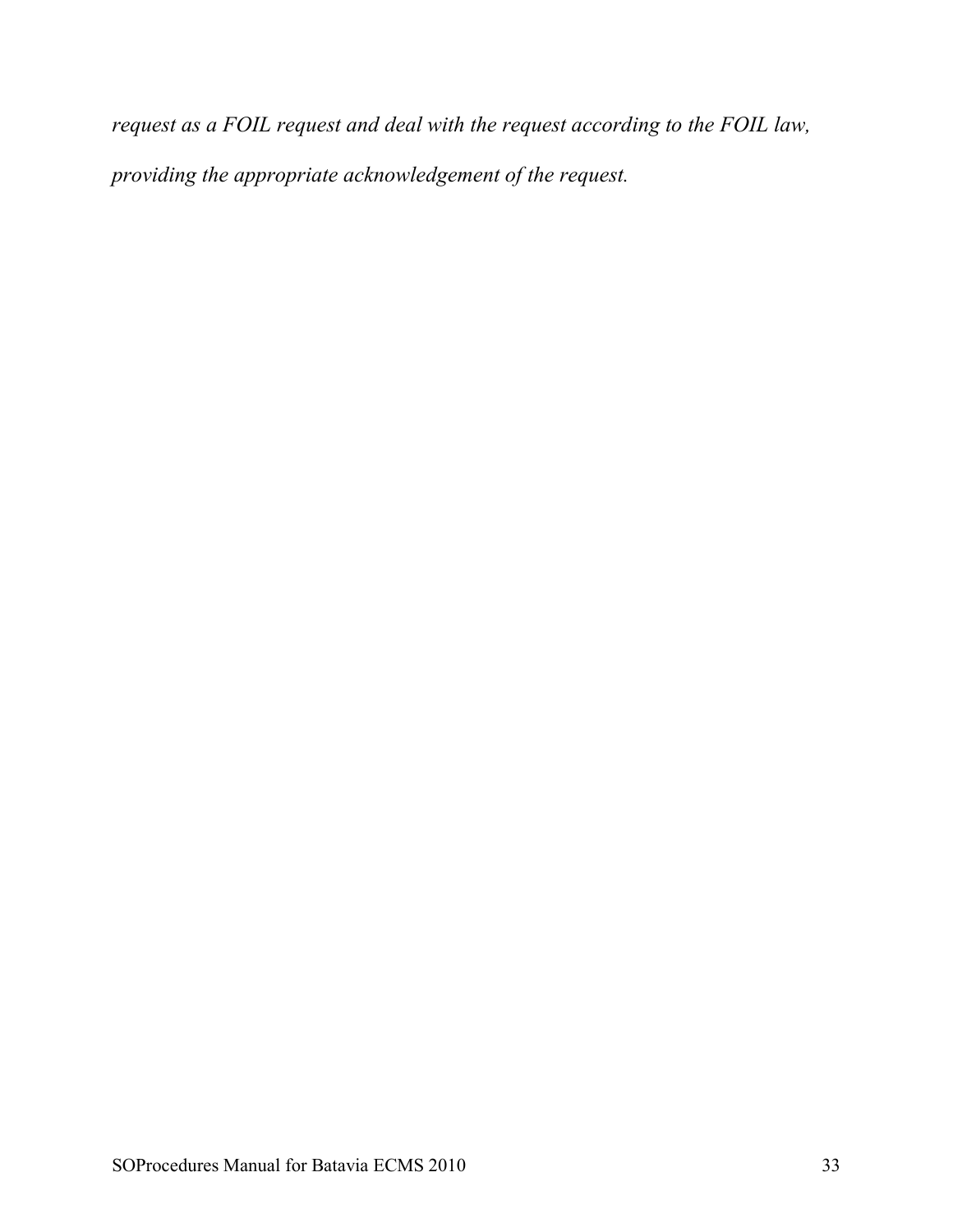*request as a FOIL request and deal with the request according to the FOIL law, providing the appropriate acknowledgement of the request.*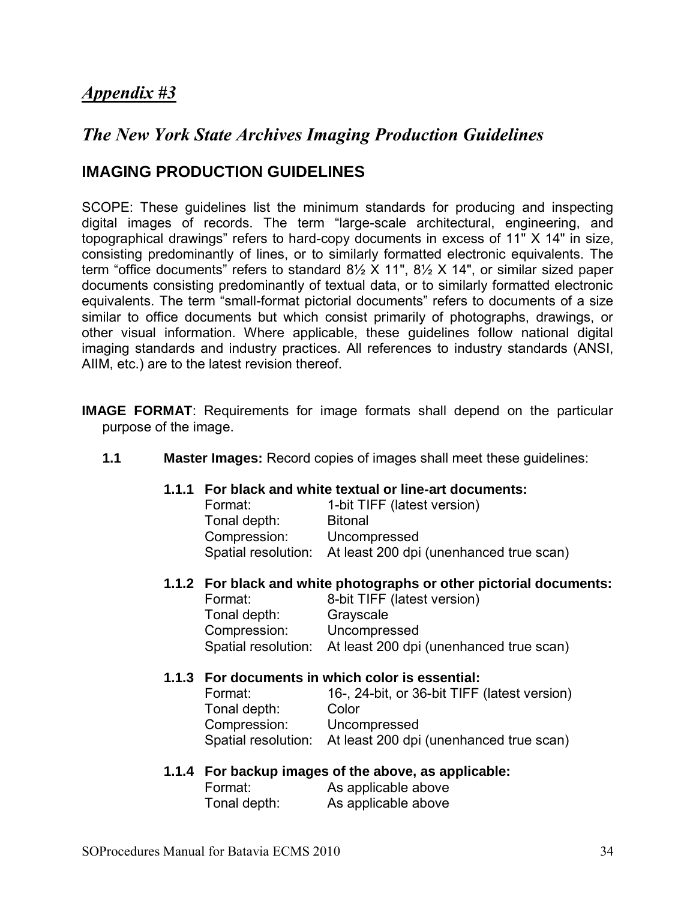## *Appendix #3*

## *The New York State Archives Imaging Production Guidelines*

### IMAGING PRODUCTION GUIDELINES

SCOPE: These guidelines list the minimum standards for producing and inspecting digital images of records. The term "large-scale architectural, engineering, and topographical drawings" refers to hard-copy documents in excess of 11" X 14" in size, consisting predominantly of lines, or to similarly formatted electronic equivalents. The term "office documents" refers to standard 8½ X 11", 8½ X 14", or similar sized paper documents consisting predominantly of textual data, or to similarly formatted electronic equivalents. The term "small-format pictorial documents" refers to documents of a size similar to office documents but which consist primarily of photographs, drawings, or other visual information. Where applicable, these guidelines follow national digital imaging standards and industry practices. All references to industry standards (ANSI, AIIM, etc.) are to the latest revision thereof.

**IMAGE FORMAT**: Requirements for image formats shall depend on the particular purpose of the image.

**1.1 Master Images:** Record copies of images shall meet these guidelines:

**1.1.1 For black and white textual or line-art documents:**

| | |
|---|---|
| Format: | 1-bit TIFF (latest version) |
| Tonal depth: | Bitonal |
| Compression: | Uncompressed |
| Spatial resolution: | At least 200 dpi (unenhanced true scan) |

**1.1.2 For black and white photographs or other pictorial documents:**

| | |
|---|---|
| Format: | 8-bit TIFF (latest version) |
| Tonal depth: | Grayscale |
| Compression: | Uncompressed |
| Spatial resolution: | At least 200 dpi (unenhanced true scan) |

**1.1.3 For documents in which color is essential:**

| | |
|---|---|
| Format: | 16-, 24-bit, or 36-bit TIFF (latest version) |
| Tonal depth: | Color |
| Compression: | Uncompressed |
| Spatial resolution: | At least 200 dpi (unenhanced true scan) |

**1.1.4 For backup images of the above, as applicable:**

| | |
|---|---|
| Format: | As applicable above |
| Tonal depth: | As applicable above |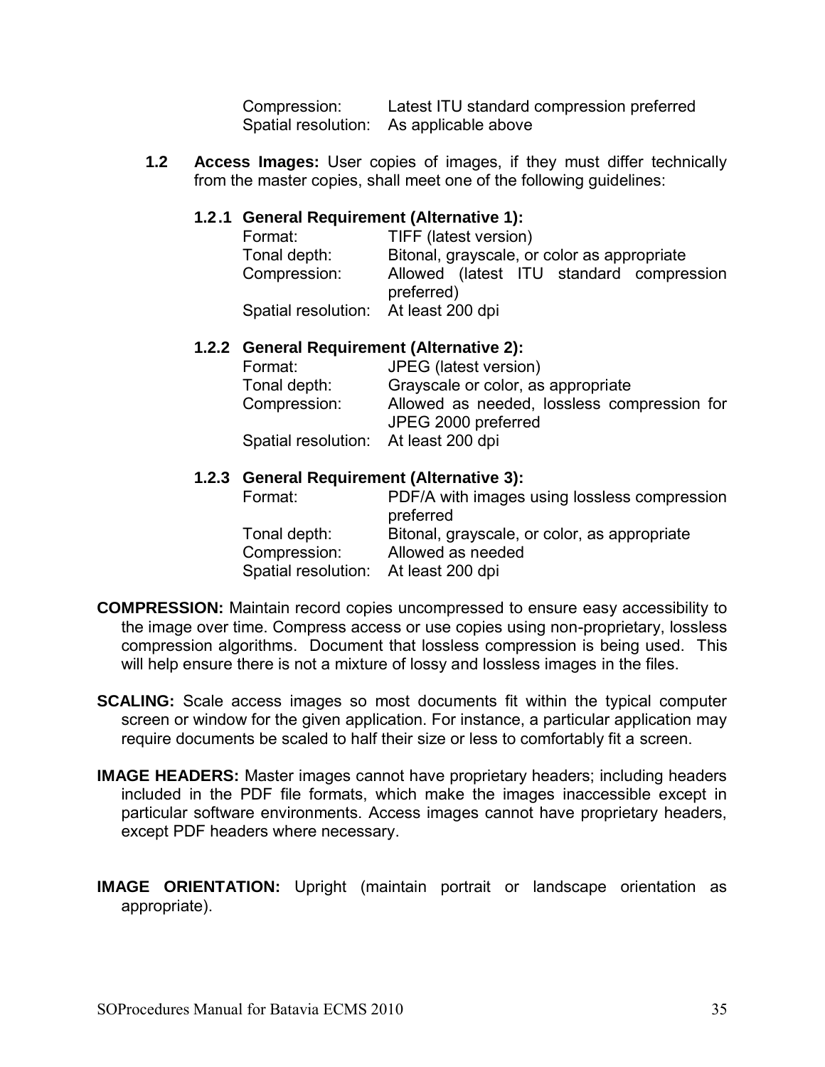Compression: Latest ITU standard compression preferred
Spatial resolution: As applicable above

**1.2 Access Images:** User copies of images, if they must differ technically from the master copies, shall meet one of the following guidelines:

**1.2.1 General Requirement (Alternative 1):**

| | |
|---|---|
| Format: | TIFF (latest version) |
| Tonal depth: | Bitonal, grayscale, or color as appropriate |
| Compression: | Allowed (latest ITU standard compression preferred) |
| Spatial resolution: | At least 200 dpi |

**1.2.2 General Requirement (Alternative 2):**

| | |
|---|---|
| Format: | JPEG (latest version) |
| Tonal depth: | Grayscale or color, as appropriate |
| Compression: | Allowed as needed, lossless compression for JPEG 2000 preferred |
| Spatial resolution: | At least 200 dpi |

**1.2.3 General Requirement (Alternative 3):**

| | |
|---|---|
| Format: | PDF/A with images using lossless compression preferred |
| Tonal depth: | Bitonal, grayscale, or color, as appropriate |
| Compression: | Allowed as needed |
| Spatial resolution: | At least 200 dpi |

**COMPRESSION:** Maintain record copies uncompressed to ensure easy accessibility to the image over time. Compress access or use copies using non-proprietary, lossless compression algorithms. Document that lossless compression is being used. This will help ensure there is not a mixture of lossy and lossless images in the files.

**SCALING:** Scale access images so most documents fit within the typical computer screen or window for the given application. For instance, a particular application may require documents be scaled to half their size or less to comfortably fit a screen.

**IMAGE HEADERS:** Master images cannot have proprietary headers; including headers included in the PDF file formats, which make the images inaccessible except in particular software environments. Access images cannot have proprietary headers, except PDF headers where necessary.

**IMAGE ORIENTATION:** Upright (maintain portrait or landscape orientation as appropriate).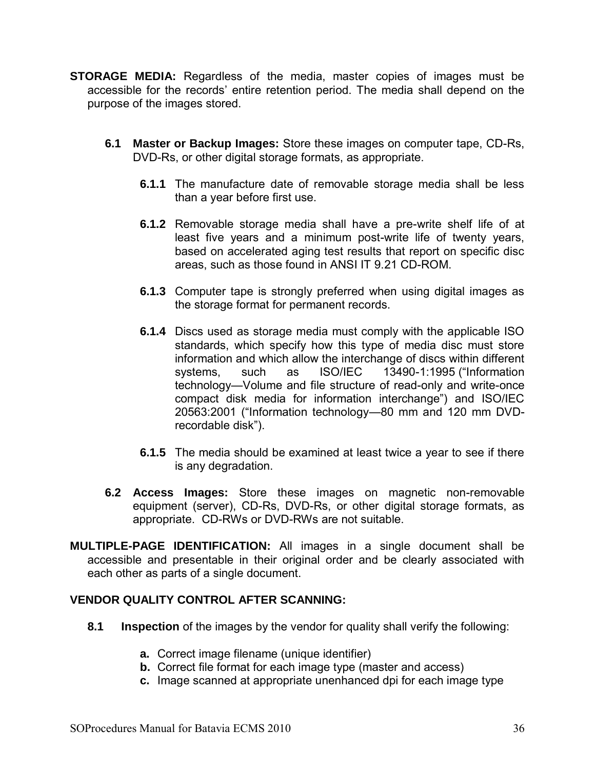**STORAGE MEDIA:** Regardless of the media, master copies of images must be accessible for the records' entire retention period. The media shall depend on the purpose of the images stored.

**6.1 Master or Backup Images:** Store these images on computer tape, CD-Rs, DVD-Rs, or other digital storage formats, as appropriate.

**6.1.1** The manufacture date of removable storage media shall be less than a year before first use.

**6.1.2** Removable storage media shall have a pre-write shelf life of at least five years and a minimum post-write life of twenty years, based on accelerated aging test results that report on specific disc areas, such as those found in ANSI IT 9.21 CD-ROM.

**6.1.3** Computer tape is strongly preferred when using digital images as the storage format for permanent records.

**6.1.4** Discs used as storage media must comply with the applicable ISO standards, which specify how this type of media disc must store information and which allow the interchange of discs within different systems, such as ISO/IEC 13490-1:1995 ("Information technology—Volume and file structure of read-only and write-once compact disk media for information interchange") and ISO/IEC 20563:2001 ("Information technology—80 mm and 120 mm DVD-recordable disk").

**6.1.5** The media should be examined at least twice a year to see if there is any degradation.

**6.2 Access Images:** Store these images on magnetic non-removable equipment (server), CD-Rs, DVD-Rs, or other digital storage formats, as appropriate. CD-RWs or DVD-RWs are not suitable.

**MULTIPLE-PAGE IDENTIFICATION:** All images in a single document shall be accessible and presentable in their original order and be clearly associated with each other as parts of a single document.

**VENDOR QUALITY CONTROL AFTER SCANNING:**

**8.1 Inspection** of the images by the vendor for quality shall verify the following:

- **a.** Correct image filename (unique identifier)
- **b.** Correct file format for each image type (master and access)
- **c.** Image scanned at appropriate unenhanced dpi for each image type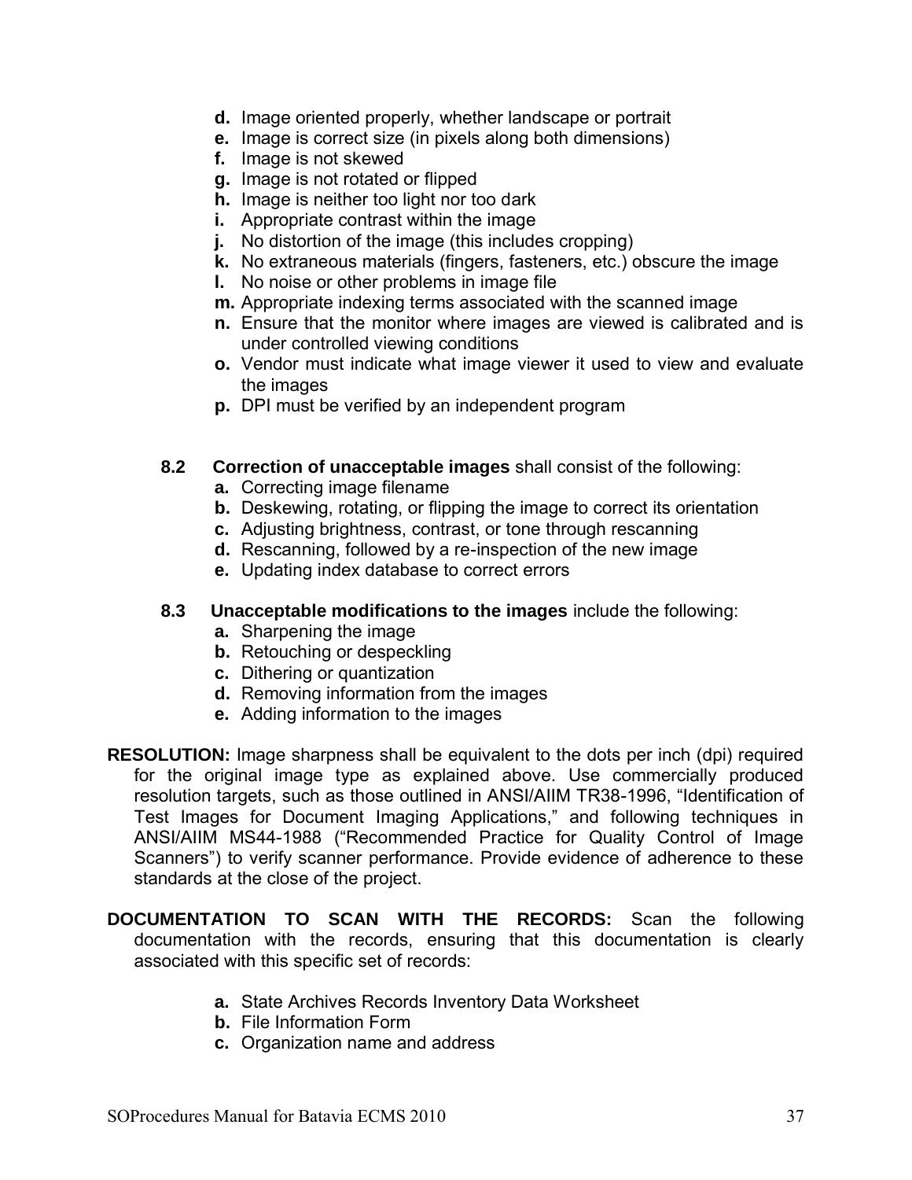- **d.** Image oriented properly, whether landscape or portrait
- **e.** Image is correct size (in pixels along both dimensions)
- **f.** Image is not skewed
- **g.** Image is not rotated or flipped
- **h.** Image is neither too light nor too dark
- **i.** Appropriate contrast within the image
- **j.** No distortion of the image (this includes cropping)
- **k.** No extraneous materials (fingers, fasteners, etc.) obscure the image
- **l.** No noise or other problems in image file
- **m.** Appropriate indexing terms associated with the scanned image
- **n.** Ensure that the monitor where images are viewed is calibrated and is under controlled viewing conditions
- **o.** Vendor must indicate what image viewer it used to view and evaluate the images
- **p.** DPI must be verified by an independent program

**8.2 Correction of unacceptable images** shall consist of the following:

- **a.** Correcting image filename
- **b.** Deskewing, rotating, or flipping the image to correct its orientation
- **c.** Adjusting brightness, contrast, or tone through rescanning
- **d.** Rescanning, followed by a re-inspection of the new image
- **e.** Updating index database to correct errors

**8.3 Unacceptable modifications to the images** include the following:

- **a.** Sharpening the image
- **b.** Retouching or despeckling
- **c.** Dithering or quantization
- **d.** Removing information from the images
- **e.** Adding information to the images

**RESOLUTION:** Image sharpness shall be equivalent to the dots per inch (dpi) required for the original image type as explained above. Use commercially produced resolution targets, such as those outlined in ANSI/AIIM TR38-1996, "Identification of Test Images for Document Imaging Applications," and following techniques in ANSI/AIIM MS44-1988 ("Recommended Practice for Quality Control of Image Scanners") to verify scanner performance. Provide evidence of adherence to these standards at the close of the project.

**DOCUMENTATION TO SCAN WITH THE RECORDS:** Scan the following documentation with the records, ensuring that this documentation is clearly associated with this specific set of records:

- **a.** State Archives Records Inventory Data Worksheet
- **b.** File Information Form
- **c.** Organization name and address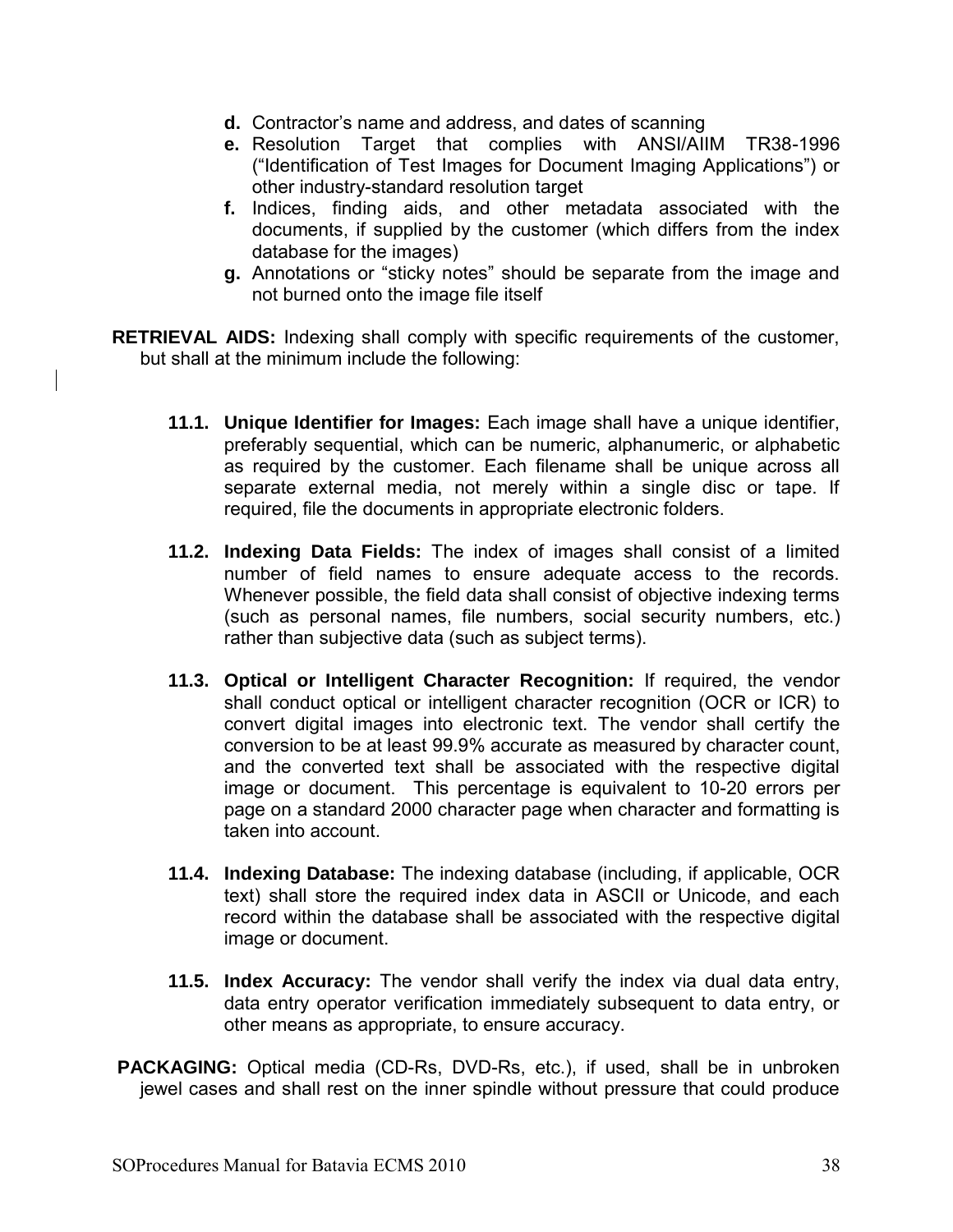- **d.** Contractor's name and address, and dates of scanning
- **e.** Resolution Target that complies with ANSI/AIIM TR38-1996 ("Identification of Test Images for Document Imaging Applications") or other industry-standard resolution target
- **f.** Indices, finding aids, and other metadata associated with the documents, if supplied by the customer (which differs from the index database for the images)
- **g.** Annotations or "sticky notes" should be separate from the image and not burned onto the image file itself

**RETRIEVAL AIDS:** Indexing shall comply with specific requirements of the customer, but shall at the minimum include the following:

**11.1. Unique Identifier for Images:** Each image shall have a unique identifier, preferably sequential, which can be numeric, alphanumeric, or alphabetic as required by the customer. Each filename shall be unique across all separate external media, not merely within a single disc or tape. If required, file the documents in appropriate electronic folders.

**11.2. Indexing Data Fields:** The index of images shall consist of a limited number of field names to ensure adequate access to the records. Whenever possible, the field data shall consist of objective indexing terms (such as personal names, file numbers, social security numbers, etc.) rather than subjective data (such as subject terms).

**11.3. Optical or Intelligent Character Recognition:** If required, the vendor shall conduct optical or intelligent character recognition (OCR or ICR) to convert digital images into electronic text. The vendor shall certify the conversion to be at least 99.9% accurate as measured by character count, and the converted text shall be associated with the respective digital image or document. This percentage is equivalent to 10-20 errors per page on a standard 2000 character page when character and formatting is taken into account.

**11.4. Indexing Database:** The indexing database (including, if applicable, OCR text) shall store the required index data in ASCII or Unicode, and each record within the database shall be associated with the respective digital image or document.

**11.5. Index Accuracy:** The vendor shall verify the index via dual data entry, data entry operator verification immediately subsequent to data entry, or other means as appropriate, to ensure accuracy.

**PACKAGING:** Optical media (CD-Rs, DVD-Rs, etc.), if used, shall be in unbroken jewel cases and shall rest on the inner spindle without pressure that could produce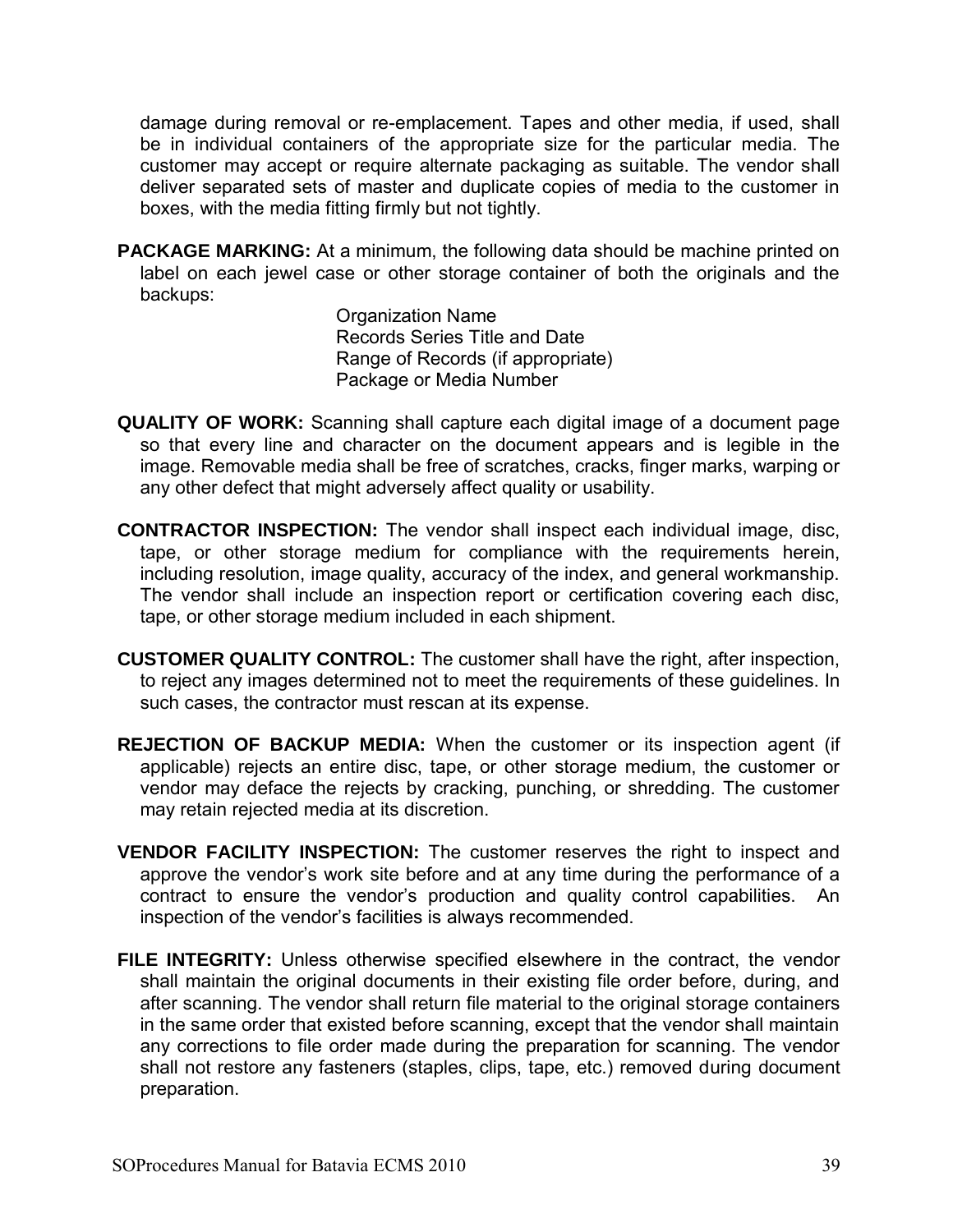damage during removal or re-emplacement. Tapes and other media, if used, shall be in individual containers of the appropriate size for the particular media. The customer may accept or require alternate packaging as suitable. The vendor shall deliver separated sets of master and duplicate copies of media to the customer in boxes, with the media fitting firmly but not tightly.

**PACKAGE MARKING:** At a minimum, the following data should be machine printed on label on each jewel case or other storage container of both the originals and the backups:

Organization Name
Records Series Title and Date
Range of Records (if appropriate)
Package or Media Number

**QUALITY OF WORK:** Scanning shall capture each digital image of a document page so that every line and character on the document appears and is legible in the image. Removable media shall be free of scratches, cracks, finger marks, warping or any other defect that might adversely affect quality or usability.

**CONTRACTOR INSPECTION:** The vendor shall inspect each individual image, disc, tape, or other storage medium for compliance with the requirements herein, including resolution, image quality, accuracy of the index, and general workmanship. The vendor shall include an inspection report or certification covering each disc, tape, or other storage medium included in each shipment.

**CUSTOMER QUALITY CONTROL:** The customer shall have the right, after inspection, to reject any images determined not to meet the requirements of these guidelines. In such cases, the contractor must rescan at its expense.

**REJECTION OF BACKUP MEDIA:** When the customer or its inspection agent (if applicable) rejects an entire disc, tape, or other storage medium, the customer or vendor may deface the rejects by cracking, punching, or shredding. The customer may retain rejected media at its discretion.

**VENDOR FACILITY INSPECTION:** The customer reserves the right to inspect and approve the vendor's work site before and at any time during the performance of a contract to ensure the vendor's production and quality control capabilities. An inspection of the vendor's facilities is always recommended.

**FILE INTEGRITY:** Unless otherwise specified elsewhere in the contract, the vendor shall maintain the original documents in their existing file order before, during, and after scanning. The vendor shall return file material to the original storage containers in the same order that existed before scanning, except that the vendor shall maintain any corrections to file order made during the preparation for scanning. The vendor shall not restore any fasteners (staples, clips, tape, etc.) removed during document preparation.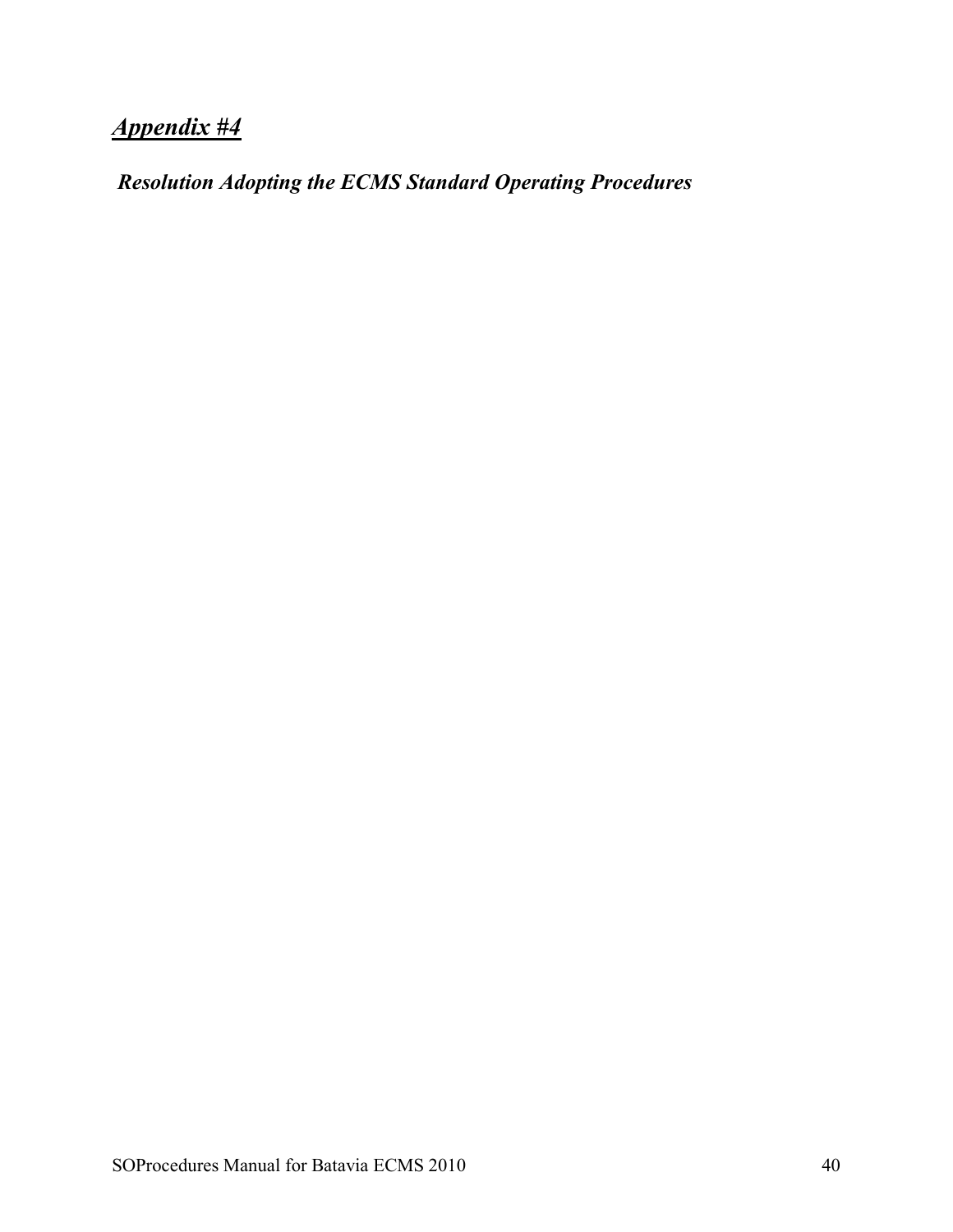## ***Appendix #4***

***Resolution Adopting the ECMS Standard Operating Procedures***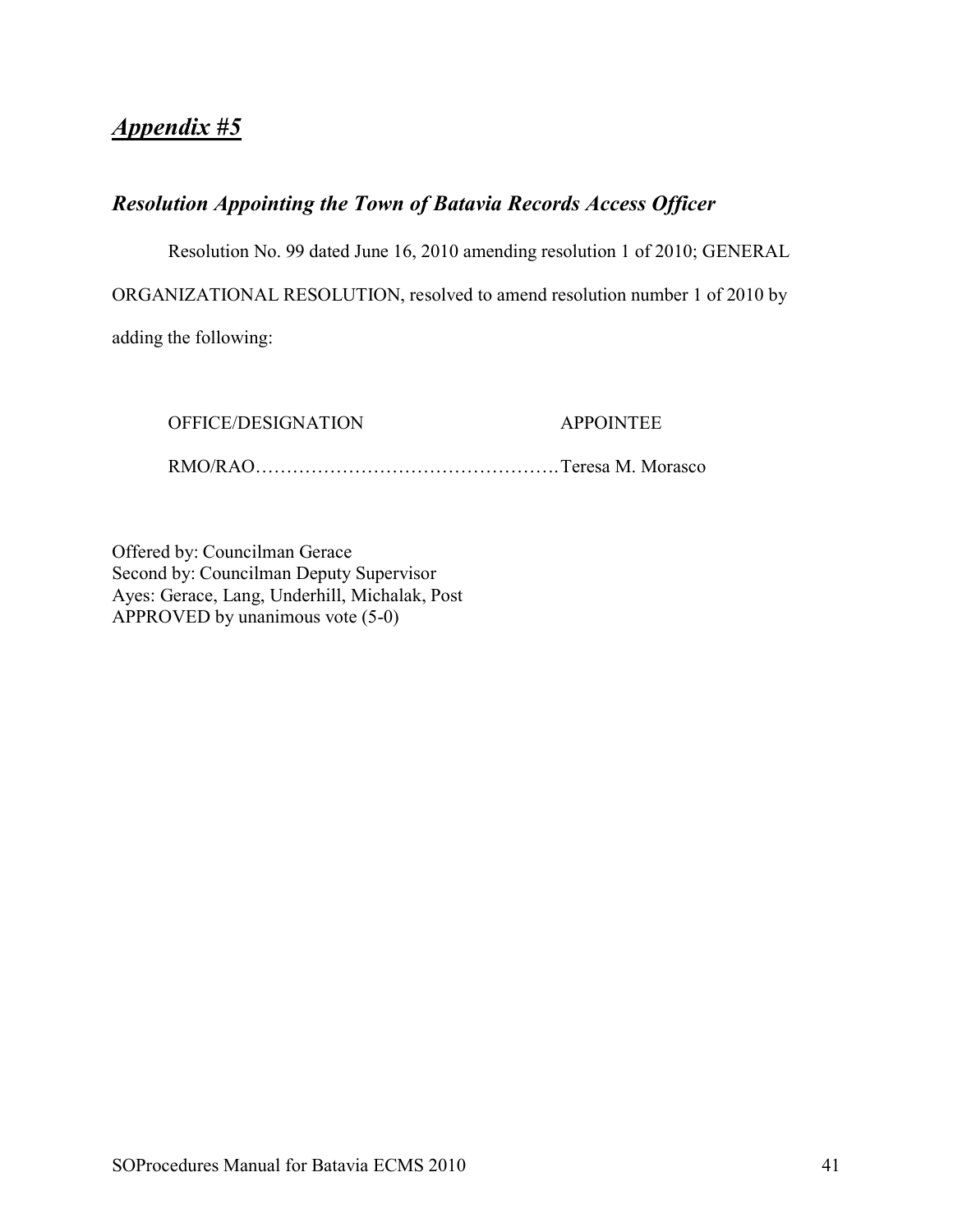# ***Appendix #5***

## *Resolution Appointing the Town of Batavia Records Access Officer*

Resolution No. 99 dated June 16, 2010 amending resolution 1 of 2010; GENERAL ORGANIZATIONAL RESOLUTION, resolved to amend resolution number 1 of 2010 by adding the following:

OFFICE/DESIGNATION APPOINTEE

RMO/RAO…………………………………………Teresa M. Morasco

Offered by: Councilman Gerace
Second by: Councilman Deputy Supervisor
Ayes: Gerace, Lang, Underhill, Michalak, Post
APPROVED by unanimous vote (5-0)